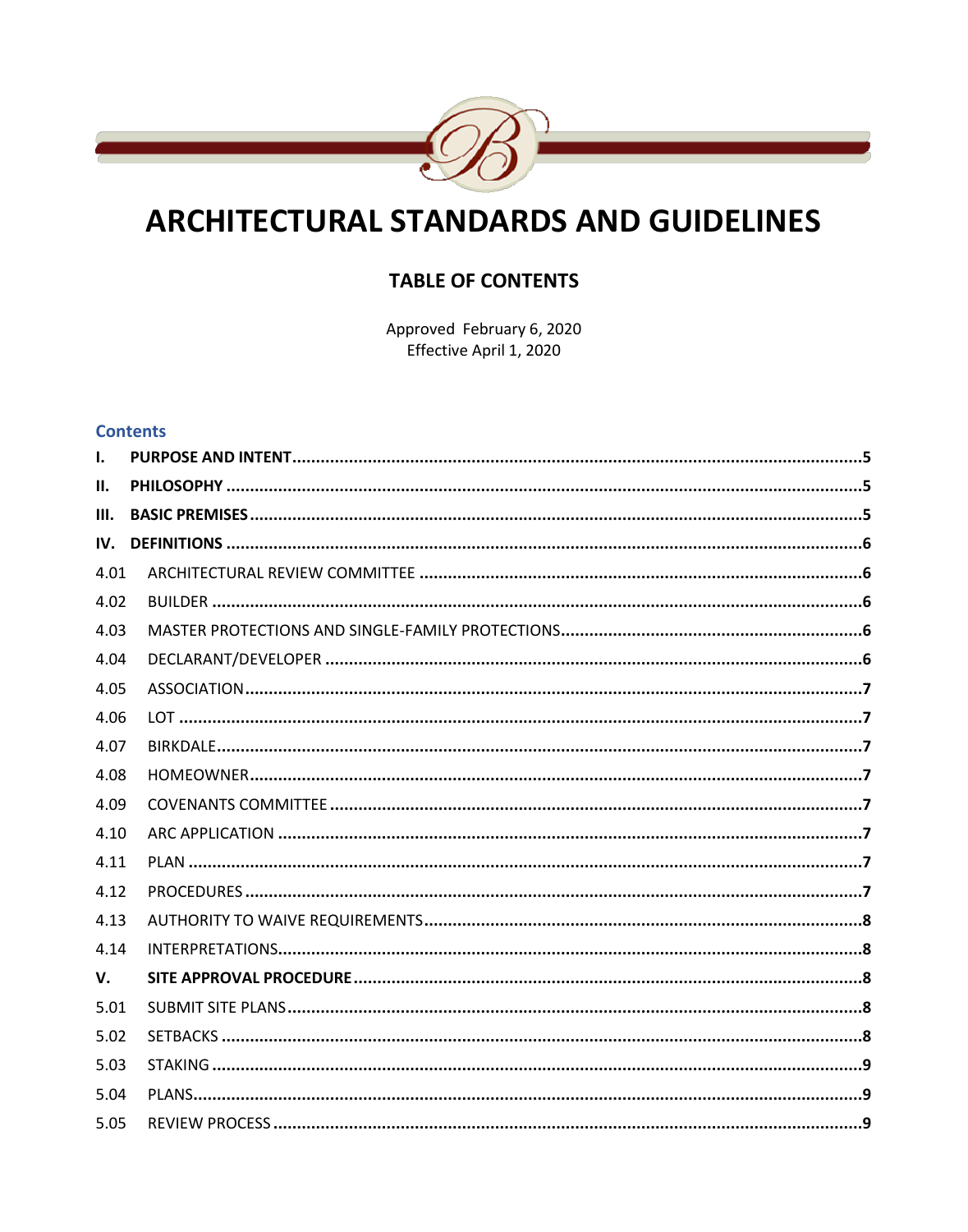# ARCHITECTURAL STANDARDS AND GUIDELINES

## TABLE OF CONTENTS

Approved February 6, 2020
Effective April 1, 2020

### Contents

| | | |
|---|---|---|
| **I.** | **PURPOSE AND INTENT** | **5** |
| **II.** | **PHILOSOPHY** | **5** |
| **III.** | **BASIC PREMISES** | **5** |
| **IV.** | **DEFINITIONS** | **6** |
| 4.01 | ARCHITECTURAL REVIEW COMMITTEE | **6** |
| 4.02 | BUILDER | **6** |
| 4.03 | MASTER PROTECTIONS AND SINGLE-FAMILY PROTECTIONS | **6** |
| 4.04 | DECLARANT/DEVELOPER | **6** |
| 4.05 | ASSOCIATION | **7** |
| 4.06 | LOT | **7** |
| 4.07 | BIRKDALE | **7** |
| 4.08 | HOMEOWNER | **7** |
| 4.09 | COVENANTS COMMITTEE | **7** |
| 4.10 | ARC APPLICATION | **7** |
| 4.11 | PLAN | **7** |
| 4.12 | PROCEDURES | **7** |
| 4.13 | AUTHORITY TO WAIVE REQUIREMENTS | **8** |
| 4.14 | INTERPRETATIONS | **8** |
| **V.** | **SITE APPROVAL PROCEDURE** | **8** |
| 5.01 | SUBMIT SITE PLANS | **8** |
| 5.02 | SETBACKS | **8** |
| 5.03 | STAKING | **9** |
| 5.04 | PLANS | **9** |
| 5.05 | REVIEW PROCESS | **9** |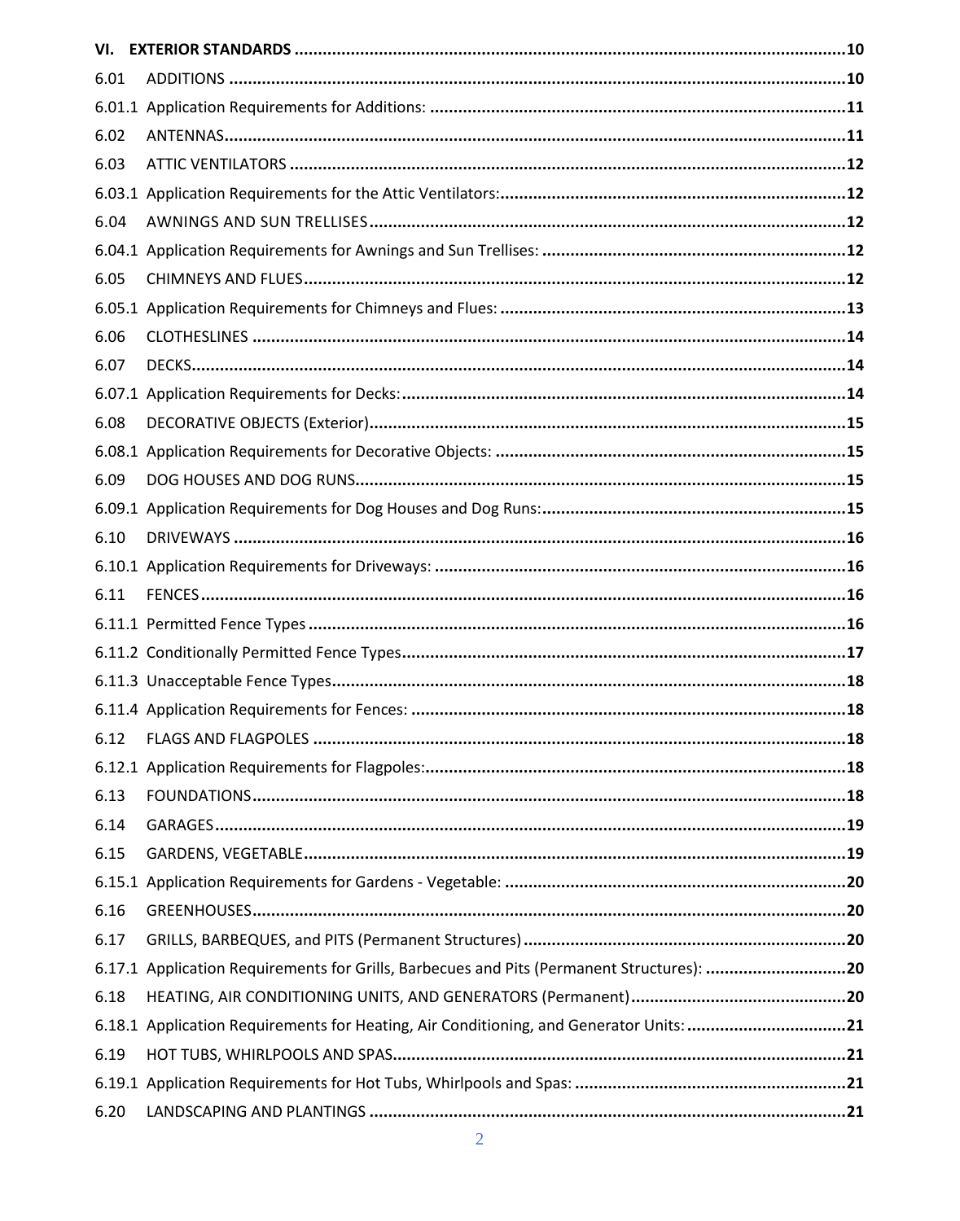| | | |
|---|---|---|
| **VI.** | **EXTERIOR STANDARDS** | **10** |
| 6.01 | ADDITIONS | **10** |
| 6.01.1 | Application Requirements for Additions: | **11** |
| 6.02 | ANTENNAS | **11** |
| 6.03 | ATTIC VENTILATORS | **12** |
| 6.03.1 | Application Requirements for the Attic Ventilators: | **12** |
| 6.04 | AWNINGS AND SUN TRELLISES | **12** |
| 6.04.1 | Application Requirements for Awnings and Sun Trellises: | **12** |
| 6.05 | CHIMNEYS AND FLUES | **12** |
| 6.05.1 | Application Requirements for Chimneys and Flues: | **13** |
| 6.06 | CLOTHESLINES | **14** |
| 6.07 | DECKS | **14** |
| 6.07.1 | Application Requirements for Decks: | **14** |
| 6.08 | DECORATIVE OBJECTS (Exterior) | **15** |
| 6.08.1 | Application Requirements for Decorative Objects: | **15** |
| 6.09 | DOG HOUSES AND DOG RUNS | **15** |
| 6.09.1 | Application Requirements for Dog Houses and Dog Runs: | **15** |
| 6.10 | DRIVEWAYS | **16** |
| 6.10.1 | Application Requirements for Driveways: | **16** |
| 6.11 | FENCES | **16** |
| 6.11.1 | Permitted Fence Types | **16** |
| 6.11.2 | Conditionally Permitted Fence Types | **17** |
| 6.11.3 | Unacceptable Fence Types | **18** |
| 6.11.4 | Application Requirements for Fences: | **18** |
| 6.12 | FLAGS AND FLAGPOLES | **18** |
| 6.12.1 | Application Requirements for Flagpoles: | **18** |
| 6.13 | FOUNDATIONS | **18** |
| 6.14 | GARAGES | **19** |
| 6.15 | GARDENS, VEGETABLE | **19** |
| 6.15.1 | Application Requirements for Gardens - Vegetable: | **20** |
| 6.16 | GREENHOUSES | **20** |
| 6.17 | GRILLS, BARBEQUES, and PITS (Permanent Structures) | **20** |
| 6.17.1 | Application Requirements for Grills, Barbecues and Pits (Permanent Structures): | **20** |
| 6.18 | HEATING, AIR CONDITIONING UNITS, AND GENERATORS (Permanent) | **20** |
| 6.18.1 | Application Requirements for Heating, Air Conditioning, and Generator Units: | **21** |
| 6.19 | HOT TUBS, WHIRLPOOLS AND SPAS | **21** |
| 6.19.1 | Application Requirements for Hot Tubs, Whirlpools and Spas: | **21** |
| 6.20 | LANDSCAPING AND PLANTINGS | **21** |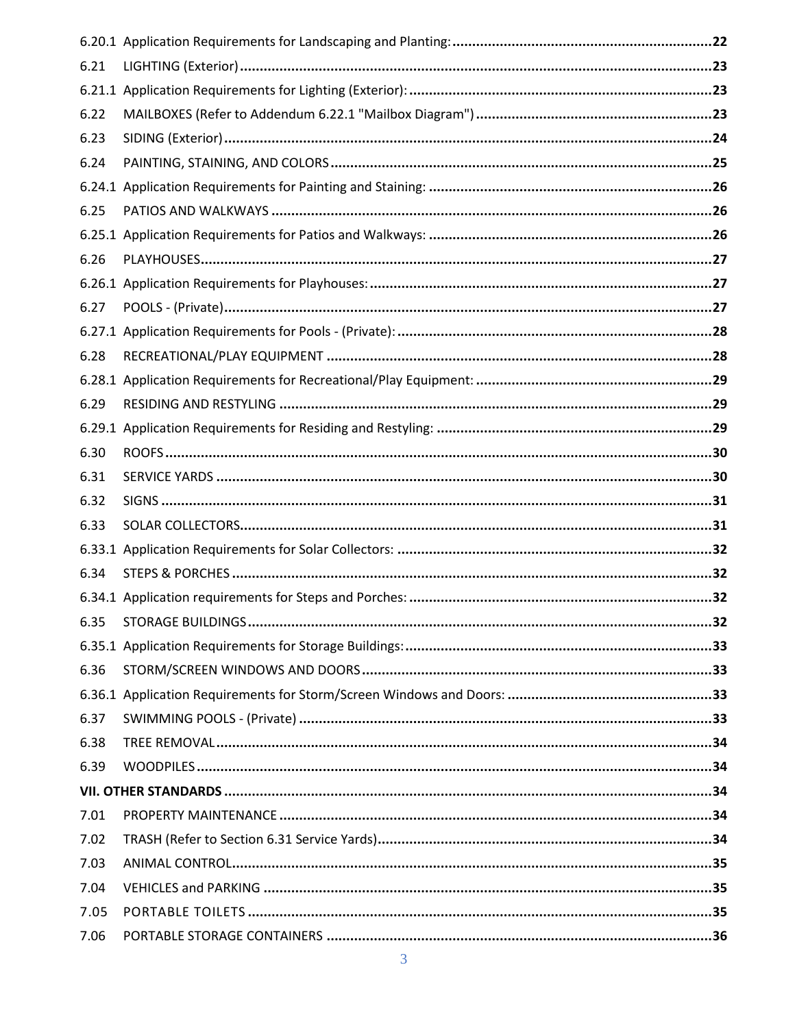6.20.1 Application Requirements for Landscaping and Planting: ....... 22
6.21 LIGHTING (Exterior) ....... 23
6.21.1 Application Requirements for Lighting (Exterior): ....... 23
6.22 MAILBOXES (Refer to Addendum 6.22.1 "Mailbox Diagram") ....... 23
6.23 SIDING (Exterior) ....... 24
6.24 PAINTING, STAINING, AND COLORS ....... 25
6.24.1 Application Requirements for Painting and Staining: ....... 26
6.25 PATIOS AND WALKWAYS ....... 26
6.25.1 Application Requirements for Patios and Walkways: ....... 26
6.26 PLAYHOUSES ....... 27
6.26.1 Application Requirements for Playhouses: ....... 27
6.27 POOLS - (Private) ....... 27
6.27.1 Application Requirements for Pools - (Private): ....... 28
6.28 RECREATIONAL/PLAY EQUIPMENT ....... 28
6.28.1 Application Requirements for Recreational/Play Equipment: ....... 29
6.29 RESIDING AND RESTYLING ....... 29
6.29.1 Application Requirements for Residing and Restyling: ....... 29
6.30 ROOFS ....... 30
6.31 SERVICE YARDS ....... 30
6.32 SIGNS ....... 31
6.33 SOLAR COLLECTORS ....... 31
6.33.1 Application Requirements for Solar Collectors: ....... 32
6.34 STEPS & PORCHES ....... 32
6.34.1 Application requirements for Steps and Porches: ....... 32
6.35 STORAGE BUILDINGS ....... 32
6.35.1 Application Requirements for Storage Buildings: ....... 33
6.36 STORM/SCREEN WINDOWS AND DOORS ....... 33
6.36.1 Application Requirements for Storm/Screen Windows and Doors: ....... 33
6.37 SWIMMING POOLS - (Private) ....... 33
6.38 TREE REMOVAL ....... 34
6.39 WOODPILES ....... 34
**VII. OTHER STANDARDS ....... 34**
7.01 PROPERTY MAINTENANCE ....... 34
7.02 TRASH (Refer to Section 6.31 Service Yards) ....... 34
7.03 ANIMAL CONTROL ....... 35
7.04 VEHICLES and PARKING ....... 35
7.05 PORTABLE TOILETS ....... 35
7.06 PORTABLE STORAGE CONTAINERS ....... 36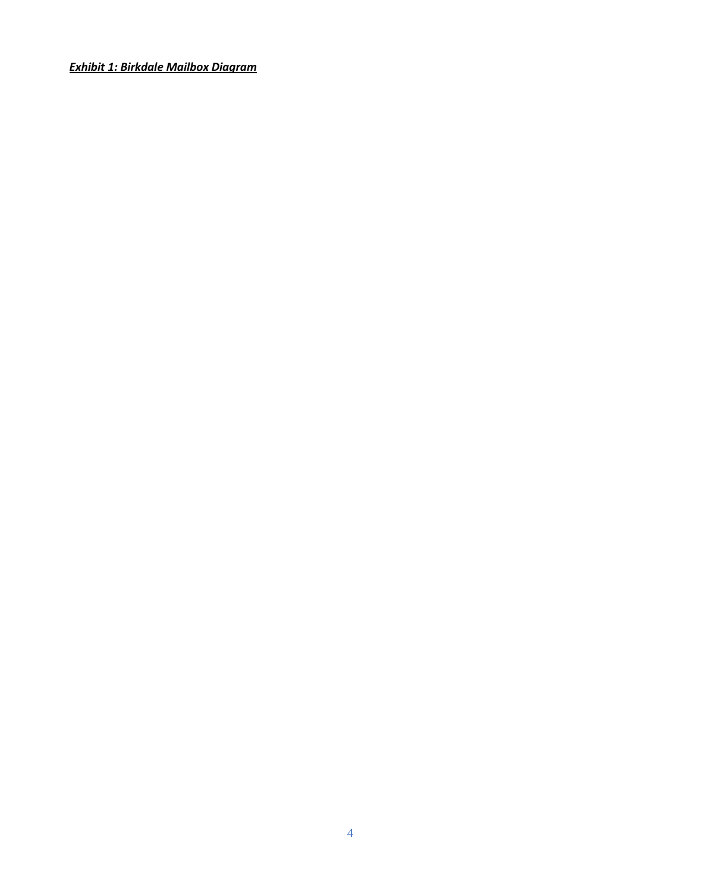***Exhibit 1: Birkdale Mailbox Diagram***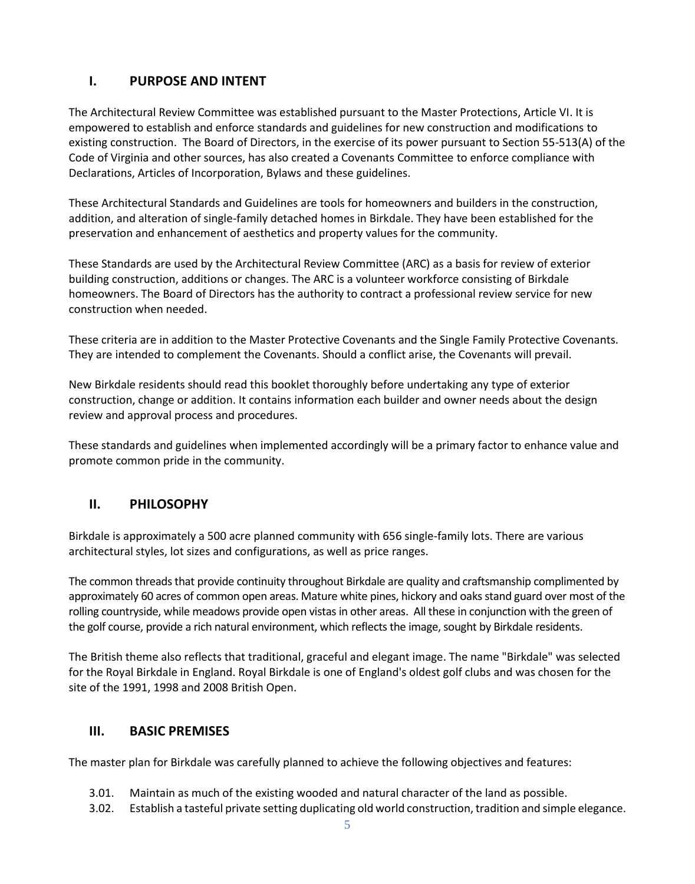## I. PURPOSE AND INTENT

The Architectural Review Committee was established pursuant to the Master Protections, Article VI. It is empowered to establish and enforce standards and guidelines for new construction and modifications to existing construction. The Board of Directors, in the exercise of its power pursuant to Section 55-513(A) of the Code of Virginia and other sources, has also created a Covenants Committee to enforce compliance with Declarations, Articles of Incorporation, Bylaws and these guidelines.

These Architectural Standards and Guidelines are tools for homeowners and builders in the construction, addition, and alteration of single-family detached homes in Birkdale. They have been established for the preservation and enhancement of aesthetics and property values for the community.

These Standards are used by the Architectural Review Committee (ARC) as a basis for review of exterior building construction, additions or changes. The ARC is a volunteer workforce consisting of Birkdale homeowners. The Board of Directors has the authority to contract a professional review service for new construction when needed.

These criteria are in addition to the Master Protective Covenants and the Single Family Protective Covenants. They are intended to complement the Covenants. Should a conflict arise, the Covenants will prevail.

New Birkdale residents should read this booklet thoroughly before undertaking any type of exterior construction, change or addition. It contains information each builder and owner needs about the design review and approval process and procedures.

These standards and guidelines when implemented accordingly will be a primary factor to enhance value and promote common pride in the community.

## II. PHILOSOPHY

Birkdale is approximately a 500 acre planned community with 656 single-family lots. There are various architectural styles, lot sizes and configurations, as well as price ranges.

The common threads that provide continuity throughout Birkdale are quality and craftsmanship complimented by approximately 60 acres of common open areas. Mature white pines, hickory and oaks stand guard over most of the rolling countryside, while meadows provide open vistas in other areas. All these in conjunction with the green of the golf course, provide a rich natural environment, which reflects the image, sought by Birkdale residents.

The British theme also reflects that traditional, graceful and elegant image. The name "Birkdale" was selected for the Royal Birkdale in England. Royal Birkdale is one of England's oldest golf clubs and was chosen for the site of the 1991, 1998 and 2008 British Open.

## III. BASIC PREMISES

The master plan for Birkdale was carefully planned to achieve the following objectives and features:

3.01. Maintain as much of the existing wooded and natural character of the land as possible.

3.02. Establish a tasteful private setting duplicating old world construction, tradition and simple elegance.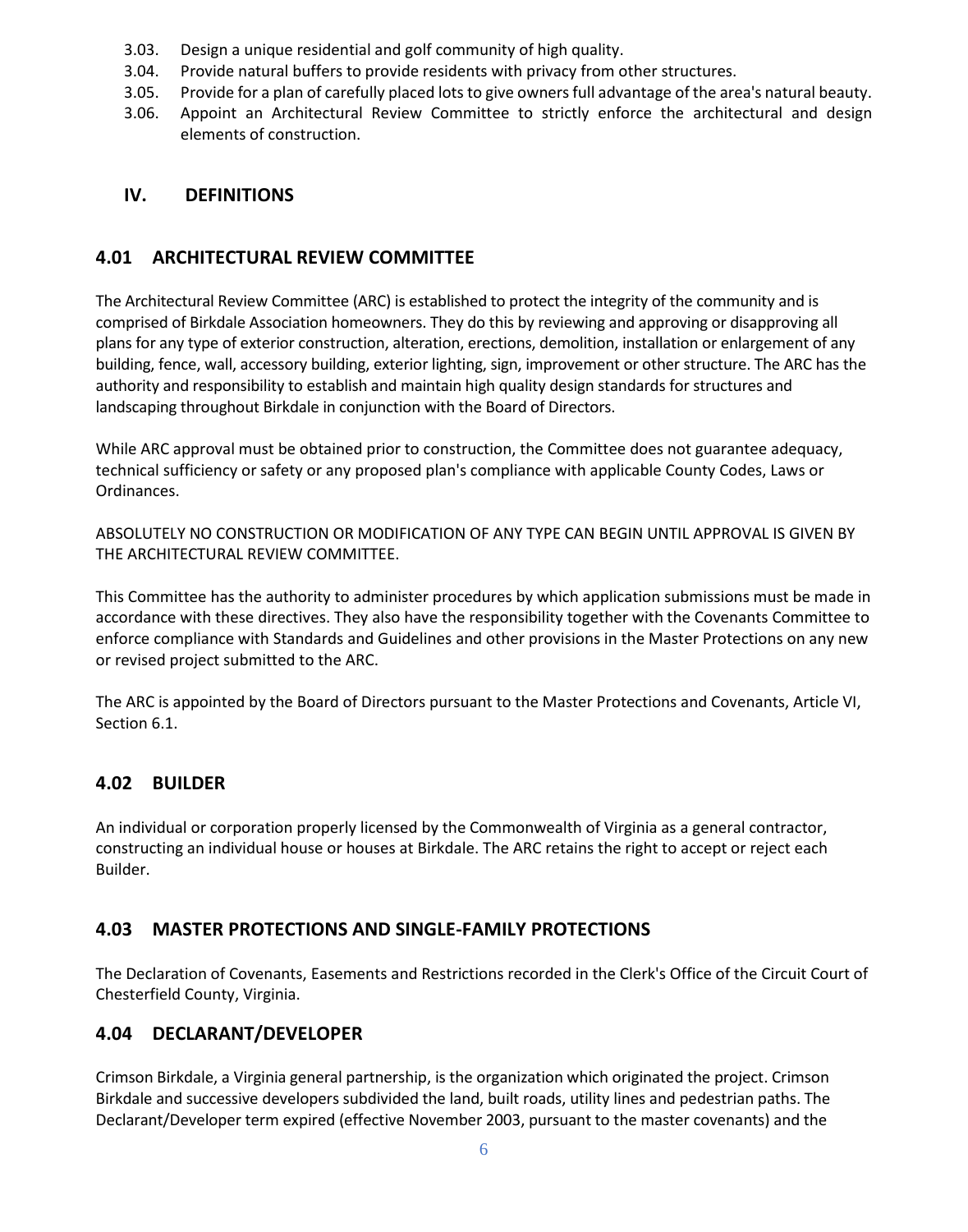3.03. Design a unique residential and golf community of high quality.

3.04. Provide natural buffers to provide residents with privacy from other structures.

3.05. Provide for a plan of carefully placed lots to give owners full advantage of the area's natural beauty.

3.06. Appoint an Architectural Review Committee to strictly enforce the architectural and design elements of construction.

# IV. DEFINITIONS

## 4.01 ARCHITECTURAL REVIEW COMMITTEE

The Architectural Review Committee (ARC) is established to protect the integrity of the community and is comprised of Birkdale Association homeowners. They do this by reviewing and approving or disapproving all plans for any type of exterior construction, alteration, erections, demolition, installation or enlargement of any building, fence, wall, accessory building, exterior lighting, sign, improvement or other structure. The ARC has the authority and responsibility to establish and maintain high quality design standards for structures and landscaping throughout Birkdale in conjunction with the Board of Directors.

While ARC approval must be obtained prior to construction, the Committee does not guarantee adequacy, technical sufficiency or safety or any proposed plan's compliance with applicable County Codes, Laws or Ordinances.

ABSOLUTELY NO CONSTRUCTION OR MODIFICATION OF ANY TYPE CAN BEGIN UNTIL APPROVAL IS GIVEN BY THE ARCHITECTURAL REVIEW COMMITTEE.

This Committee has the authority to administer procedures by which application submissions must be made in accordance with these directives. They also have the responsibility together with the Covenants Committee to enforce compliance with Standards and Guidelines and other provisions in the Master Protections on any new or revised project submitted to the ARC.

The ARC is appointed by the Board of Directors pursuant to the Master Protections and Covenants, Article VI, Section 6.1.

## 4.02 BUILDER

An individual or corporation properly licensed by the Commonwealth of Virginia as a general contractor, constructing an individual house or houses at Birkdale. The ARC retains the right to accept or reject each Builder.

## 4.03 MASTER PROTECTIONS AND SINGLE-FAMILY PROTECTIONS

The Declaration of Covenants, Easements and Restrictions recorded in the Clerk's Office of the Circuit Court of Chesterfield County, Virginia.

## 4.04 DECLARANT/DEVELOPER

Crimson Birkdale, a Virginia general partnership, is the organization which originated the project. Crimson Birkdale and successive developers subdivided the land, built roads, utility lines and pedestrian paths. The Declarant/Developer term expired (effective November 2003, pursuant to the master covenants) and the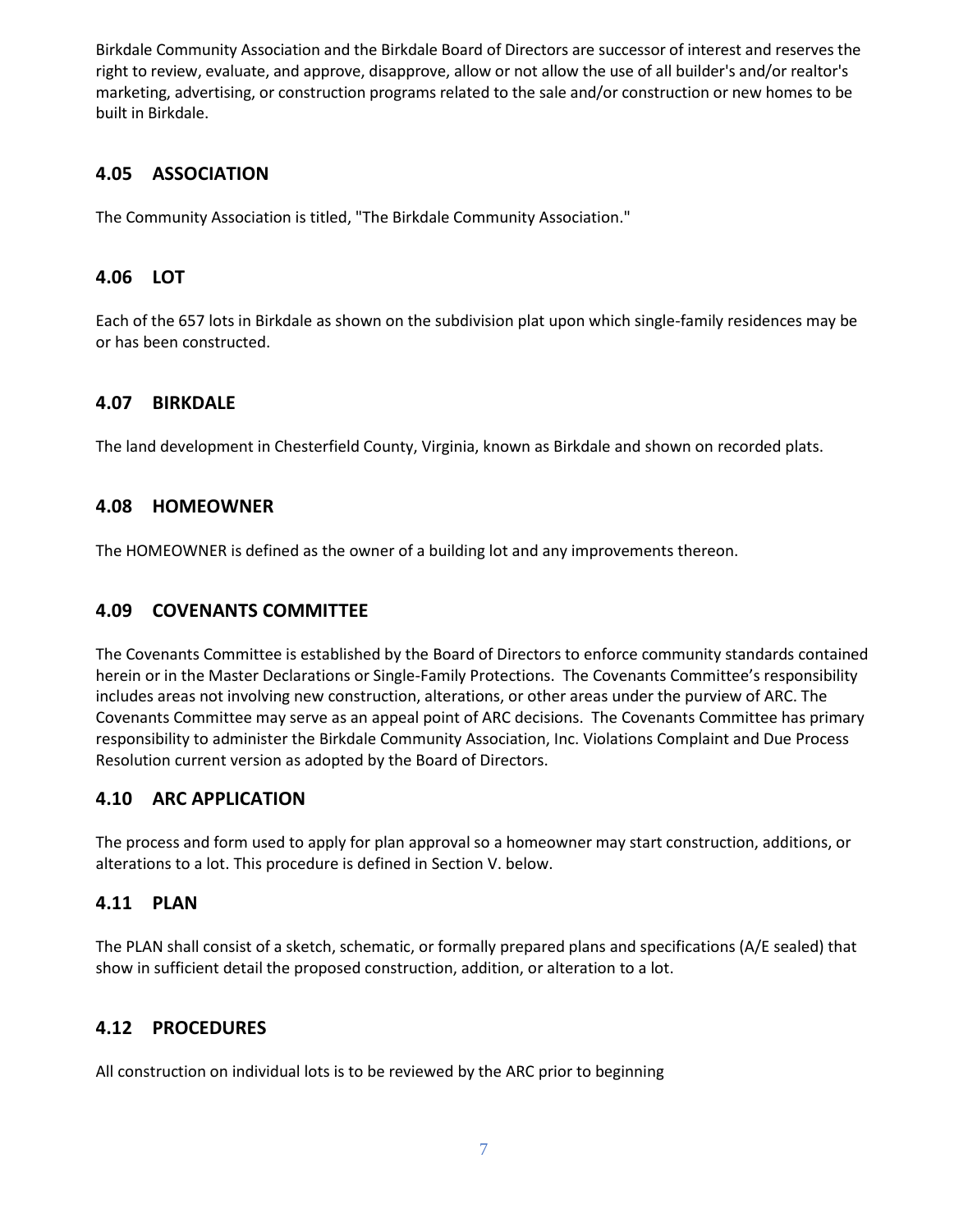Birkdale Community Association and the Birkdale Board of Directors are successor of interest and reserves the right to review, evaluate, and approve, disapprove, allow or not allow the use of all builder's and/or realtor's marketing, advertising, or construction programs related to the sale and/or construction or new homes to be built in Birkdale.

## 4.05 ASSOCIATION

The Community Association is titled, "The Birkdale Community Association."

## 4.06 LOT

Each of the 657 lots in Birkdale as shown on the subdivision plat upon which single-family residences may be or has been constructed.

## 4.07 BIRKDALE

The land development in Chesterfield County, Virginia, known as Birkdale and shown on recorded plats.

## 4.08 HOMEOWNER

The HOMEOWNER is defined as the owner of a building lot and any improvements thereon.

## 4.09 COVENANTS COMMITTEE

The Covenants Committee is established by the Board of Directors to enforce community standards contained herein or in the Master Declarations or Single-Family Protections. The Covenants Committee's responsibility includes areas not involving new construction, alterations, or other areas under the purview of ARC. The Covenants Committee may serve as an appeal point of ARC decisions. The Covenants Committee has primary responsibility to administer the Birkdale Community Association, Inc. Violations Complaint and Due Process Resolution current version as adopted by the Board of Directors.

## 4.10 ARC APPLICATION

The process and form used to apply for plan approval so a homeowner may start construction, additions, or alterations to a lot. This procedure is defined in Section V. below.

## 4.11 PLAN

The PLAN shall consist of a sketch, schematic, or formally prepared plans and specifications (A/E sealed) that show in sufficient detail the proposed construction, addition, or alteration to a lot.

## 4.12 PROCEDURES

All construction on individual lots is to be reviewed by the ARC prior to beginning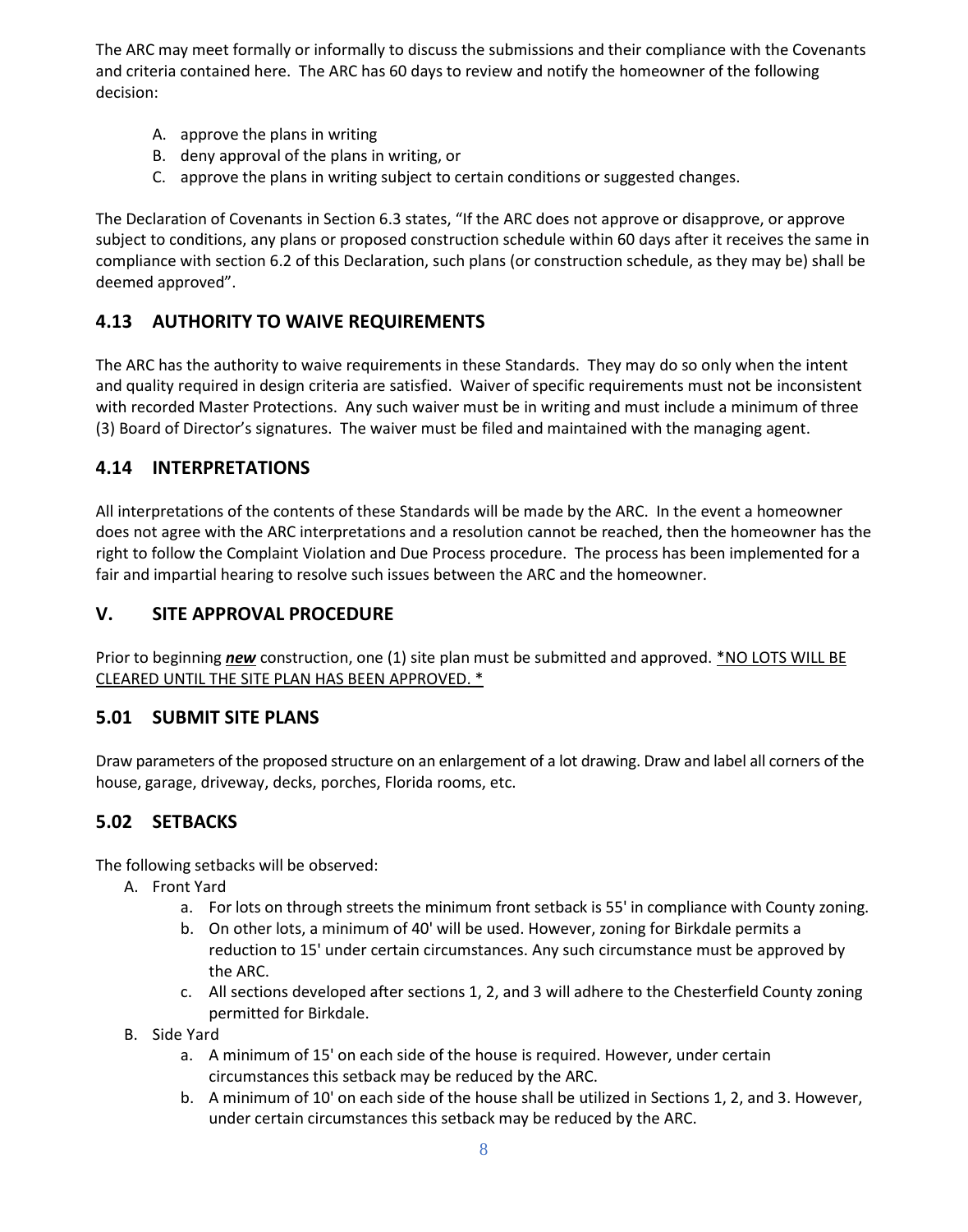The ARC may meet formally or informally to discuss the submissions and their compliance with the Covenants and criteria contained here. The ARC has 60 days to review and notify the homeowner of the following decision:

A. approve the plans in writing
B. deny approval of the plans in writing, or
C. approve the plans in writing subject to certain conditions or suggested changes.

The Declaration of Covenants in Section 6.3 states, "If the ARC does not approve or disapprove, or approve subject to conditions, any plans or proposed construction schedule within 60 days after it receives the same in compliance with section 6.2 of this Declaration, such plans (or construction schedule, as they may be) shall be deemed approved".

## 4.13 AUTHORITY TO WAIVE REQUIREMENTS

The ARC has the authority to waive requirements in these Standards. They may do so only when the intent and quality required in design criteria are satisfied. Waiver of specific requirements must not be inconsistent with recorded Master Protections. Any such waiver must be in writing and must include a minimum of three (3) Board of Director's signatures. The waiver must be filed and maintained with the managing agent.

## 4.14 INTERPRETATIONS

All interpretations of the contents of these Standards will be made by the ARC. In the event a homeowner does not agree with the ARC interpretations and a resolution cannot be reached, then the homeowner has the right to follow the Complaint Violation and Due Process procedure. The process has been implemented for a fair and impartial hearing to resolve such issues between the ARC and the homeowner.

## V. SITE APPROVAL PROCEDURE

Prior to beginning ***new*** construction, one (1) site plan must be submitted and approved. <u>*NO LOTS WILL BE CLEARED UNTIL THE SITE PLAN HAS BEEN APPROVED. *</u>

## 5.01 SUBMIT SITE PLANS

Draw parameters of the proposed structure on an enlargement of a lot drawing. Draw and label all corners of the house, garage, driveway, decks, porches, Florida rooms, etc.

## 5.02 SETBACKS

The following setbacks will be observed:

A. Front Yard
   a. For lots on through streets the minimum front setback is 55' in compliance with County zoning.
   b. On other lots, a minimum of 40' will be used. However, zoning for Birkdale permits a reduction to 15' under certain circumstances. Any such circumstance must be approved by the ARC.
   c. All sections developed after sections 1, 2, and 3 will adhere to the Chesterfield County zoning permitted for Birkdale.
B. Side Yard
   a. A minimum of 15' on each side of the house is required. However, under certain circumstances this setback may be reduced by the ARC.
   b. A minimum of 10' on each side of the house shall be utilized in Sections 1, 2, and 3. However, under certain circumstances this setback may be reduced by the ARC.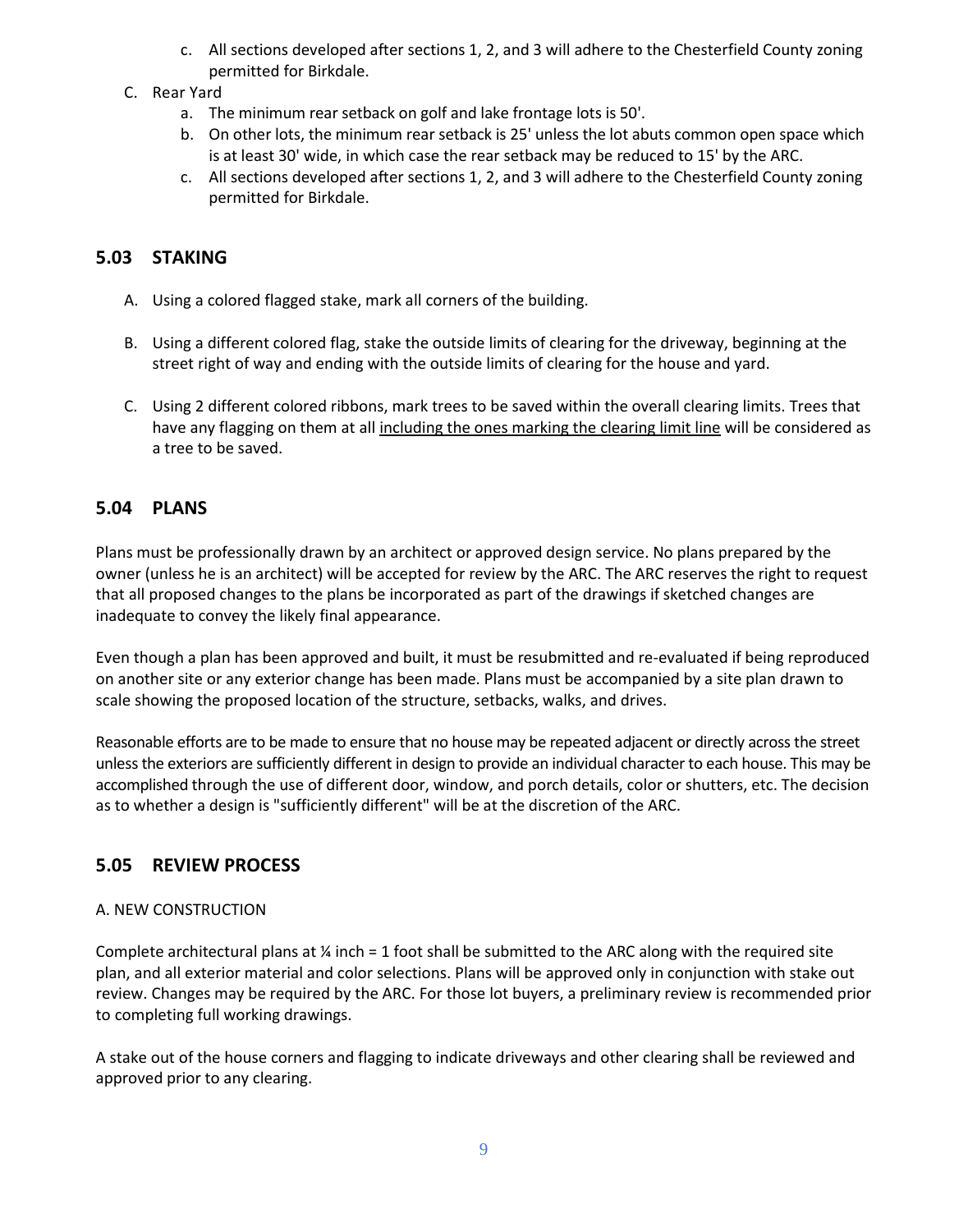c. All sections developed after sections 1, 2, and 3 will adhere to the Chesterfield County zoning permitted for Birkdale.

C. Rear Yard
   a. The minimum rear setback on golf and lake frontage lots is 50'.
   b. On other lots, the minimum rear setback is 25' unless the lot abuts common open space which is at least 30' wide, in which case the rear setback may be reduced to 15' by the ARC.
   c. All sections developed after sections 1, 2, and 3 will adhere to the Chesterfield County zoning permitted for Birkdale.

## 5.03 STAKING

A. Using a colored flagged stake, mark all corners of the building.

B. Using a different colored flag, stake the outside limits of clearing for the driveway, beginning at the street right of way and ending with the outside limits of clearing for the house and yard.

C. Using 2 different colored ribbons, mark trees to be saved within the overall clearing limits. Trees that have any flagging on them at all <u>including the ones marking the clearing limit line</u> will be considered as a tree to be saved.

## 5.04 PLANS

Plans must be professionally drawn by an architect or approved design service. No plans prepared by the owner (unless he is an architect) will be accepted for review by the ARC. The ARC reserves the right to request that all proposed changes to the plans be incorporated as part of the drawings if sketched changes are inadequate to convey the likely final appearance.

Even though a plan has been approved and built, it must be resubmitted and re-evaluated if being reproduced on another site or any exterior change has been made. Plans must be accompanied by a site plan drawn to scale showing the proposed location of the structure, setbacks, walks, and drives.

Reasonable efforts are to be made to ensure that no house may be repeated adjacent or directly across the street unless the exteriors are sufficiently different in design to provide an individual character to each house. This may be accomplished through the use of different door, window, and porch details, color or shutters, etc. The decision as to whether a design is "sufficiently different" will be at the discretion of the ARC.

## 5.05 REVIEW PROCESS

A. NEW CONSTRUCTION

Complete architectural plans at ¼ inch = 1 foot shall be submitted to the ARC along with the required site plan, and all exterior material and color selections. Plans will be approved only in conjunction with stake out review. Changes may be required by the ARC. For those lot buyers, a preliminary review is recommended prior to completing full working drawings.

A stake out of the house corners and flagging to indicate driveways and other clearing shall be reviewed and approved prior to any clearing.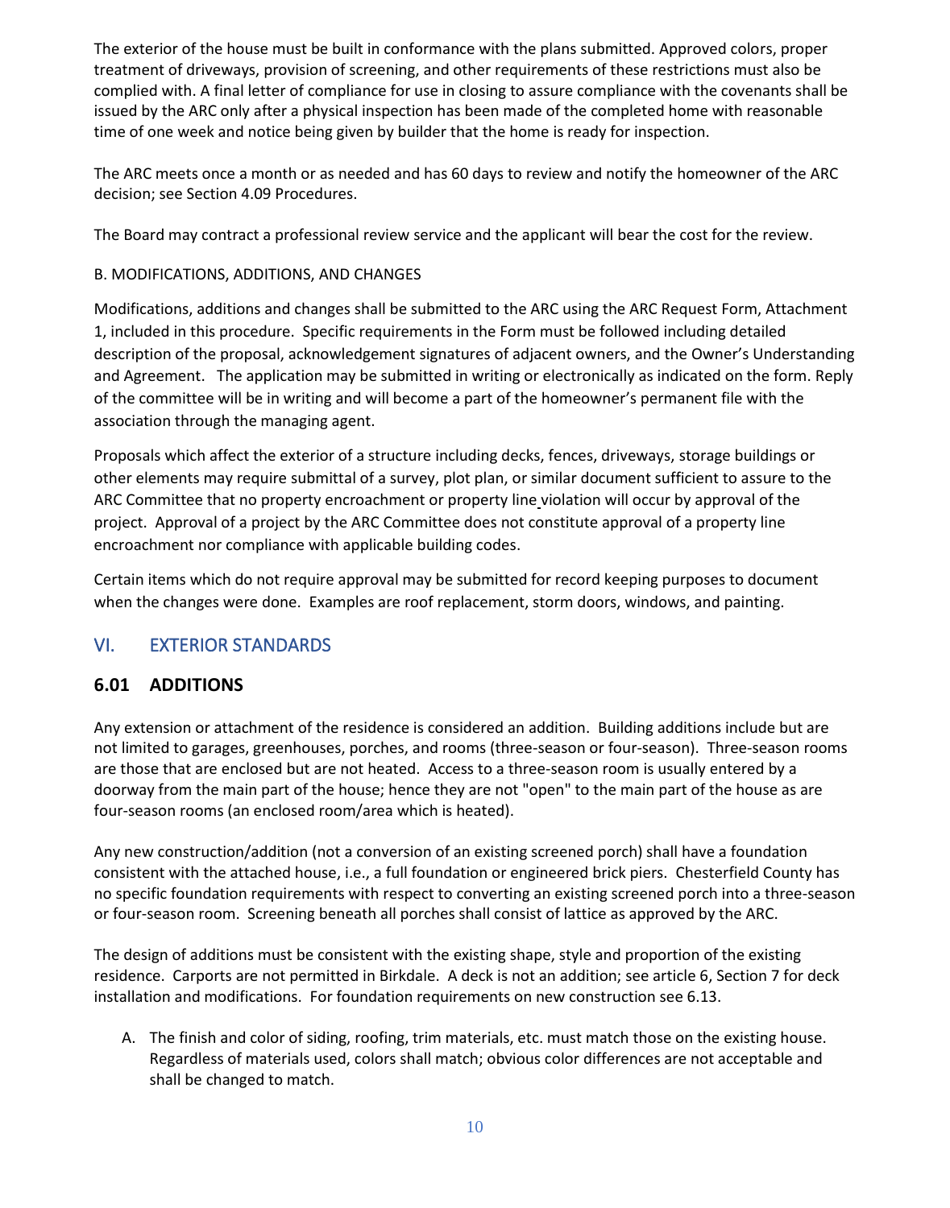The exterior of the house must be built in conformance with the plans submitted. Approved colors, proper treatment of driveways, provision of screening, and other requirements of these restrictions must also be complied with. A final letter of compliance for use in closing to assure compliance with the covenants shall be issued by the ARC only after a physical inspection has been made of the completed home with reasonable time of one week and notice being given by builder that the home is ready for inspection.

The ARC meets once a month or as needed and has 60 days to review and notify the homeowner of the ARC decision; see Section 4.09 Procedures.

The Board may contract a professional review service and the applicant will bear the cost for the review.

B. MODIFICATIONS, ADDITIONS, AND CHANGES

Modifications, additions and changes shall be submitted to the ARC using the ARC Request Form, Attachment 1, included in this procedure. Specific requirements in the Form must be followed including detailed description of the proposal, acknowledgement signatures of adjacent owners, and the Owner's Understanding and Agreement. The application may be submitted in writing or electronically as indicated on the form. Reply of the committee will be in writing and will become a part of the homeowner's permanent file with the association through the managing agent.

Proposals which affect the exterior of a structure including decks, fences, driveways, storage buildings or other elements may require submittal of a survey, plot plan, or similar document sufficient to assure to the ARC Committee that no property encroachment or property line violation will occur by approval of the project. Approval of a project by the ARC Committee does not constitute approval of a property line encroachment nor compliance with applicable building codes.

Certain items which do not require approval may be submitted for record keeping purposes to document when the changes were done. Examples are roof replacement, storm doors, windows, and painting.

## VI. EXTERIOR STANDARDS

### 6.01 ADDITIONS

Any extension or attachment of the residence is considered an addition. Building additions include but are not limited to garages, greenhouses, porches, and rooms (three-season or four-season). Three-season rooms are those that are enclosed but are not heated. Access to a three-season room is usually entered by a doorway from the main part of the house; hence they are not "open" to the main part of the house as are four-season rooms (an enclosed room/area which is heated).

Any new construction/addition (not a conversion of an existing screened porch) shall have a foundation consistent with the attached house, i.e., a full foundation or engineered brick piers. Chesterfield County has no specific foundation requirements with respect to converting an existing screened porch into a three-season or four-season room. Screening beneath all porches shall consist of lattice as approved by the ARC.

The design of additions must be consistent with the existing shape, style and proportion of the existing residence. Carports are not permitted in Birkdale. A deck is not an addition; see article 6, Section 7 for deck installation and modifications. For foundation requirements on new construction see 6.13.

A. The finish and color of siding, roofing, trim materials, etc. must match those on the existing house. Regardless of materials used, colors shall match; obvious color differences are not acceptable and shall be changed to match.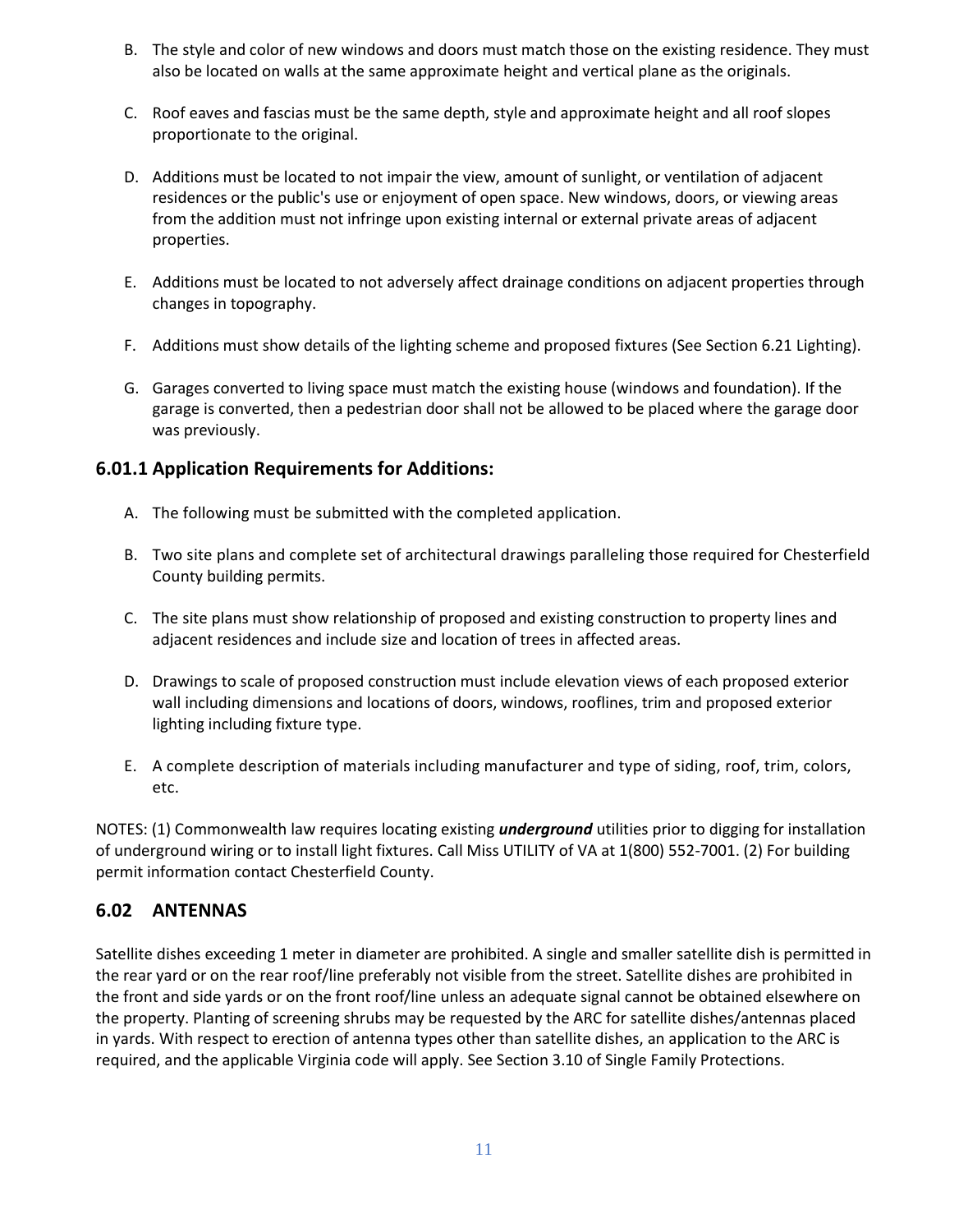B. The style and color of new windows and doors must match those on the existing residence. They must also be located on walls at the same approximate height and vertical plane as the originals.

C. Roof eaves and fascias must be the same depth, style and approximate height and all roof slopes proportionate to the original.

D. Additions must be located to not impair the view, amount of sunlight, or ventilation of adjacent residences or the public's use or enjoyment of open space. New windows, doors, or viewing areas from the addition must not infringe upon existing internal or external private areas of adjacent properties.

E. Additions must be located to not adversely affect drainage conditions on adjacent properties through changes in topography.

F. Additions must show details of the lighting scheme and proposed fixtures (See Section 6.21 Lighting).

G. Garages converted to living space must match the existing house (windows and foundation). If the garage is converted, then a pedestrian door shall not be allowed to be placed where the garage door was previously.

### 6.01.1 Application Requirements for Additions:

A. The following must be submitted with the completed application.

B. Two site plans and complete set of architectural drawings paralleling those required for Chesterfield County building permits.

C. The site plans must show relationship of proposed and existing construction to property lines and adjacent residences and include size and location of trees in affected areas.

D. Drawings to scale of proposed construction must include elevation views of each proposed exterior wall including dimensions and locations of doors, windows, rooflines, trim and proposed exterior lighting including fixture type.

E. A complete description of materials including manufacturer and type of siding, roof, trim, colors, etc.

NOTES: (1) Commonwealth law requires locating existing ***underground*** utilities prior to digging for installation of underground wiring or to install light fixtures. Call Miss UTILITY of VA at 1(800) 552-7001. (2) For building permit information contact Chesterfield County.

## 6.02 ANTENNAS

Satellite dishes exceeding 1 meter in diameter are prohibited. A single and smaller satellite dish is permitted in the rear yard or on the rear roof/line preferably not visible from the street. Satellite dishes are prohibited in the front and side yards or on the front roof/line unless an adequate signal cannot be obtained elsewhere on the property. Planting of screening shrubs may be requested by the ARC for satellite dishes/antennas placed in yards. With respect to erection of antenna types other than satellite dishes, an application to the ARC is required, and the applicable Virginia code will apply. See Section 3.10 of Single Family Protections.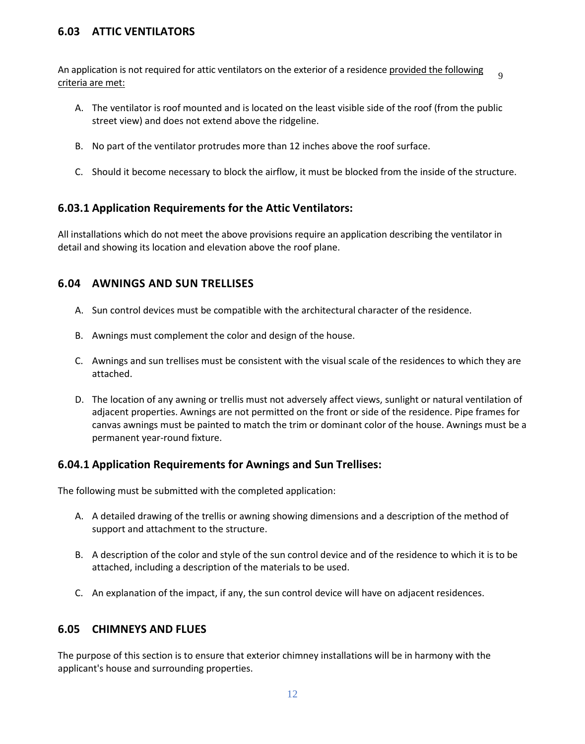## 6.03 ATTIC VENTILATORS

An application is not required for attic ventilators on the exterior of a residence provided the following criteria are met:[9]

A. The ventilator is roof mounted and is located on the least visible side of the roof (from the public street view) and does not extend above the ridgeline.

B. No part of the ventilator protrudes more than 12 inches above the roof surface.

C. Should it become necessary to block the airflow, it must be blocked from the inside of the structure.

### 6.03.1 Application Requirements for the Attic Ventilators:

All installations which do not meet the above provisions require an application describing the ventilator in detail and showing its location and elevation above the roof plane.

## 6.04 AWNINGS AND SUN TRELLISES

A. Sun control devices must be compatible with the architectural character of the residence.

B. Awnings must complement the color and design of the house.

C. Awnings and sun trellises must be consistent with the visual scale of the residences to which they are attached.

D. The location of any awning or trellis must not adversely affect views, sunlight or natural ventilation of adjacent properties. Awnings are not permitted on the front or side of the residence. Pipe frames for canvas awnings must be painted to match the trim or dominant color of the house. Awnings must be a permanent year-round fixture.

### 6.04.1 Application Requirements for Awnings and Sun Trellises:

The following must be submitted with the completed application:

A. A detailed drawing of the trellis or awning showing dimensions and a description of the method of support and attachment to the structure.

B. A description of the color and style of the sun control device and of the residence to which it is to be attached, including a description of the materials to be used.

C. An explanation of the impact, if any, the sun control device will have on adjacent residences.

## 6.05 CHIMNEYS AND FLUES

The purpose of this section is to ensure that exterior chimney installations will be in harmony with the applicant's house and surrounding properties.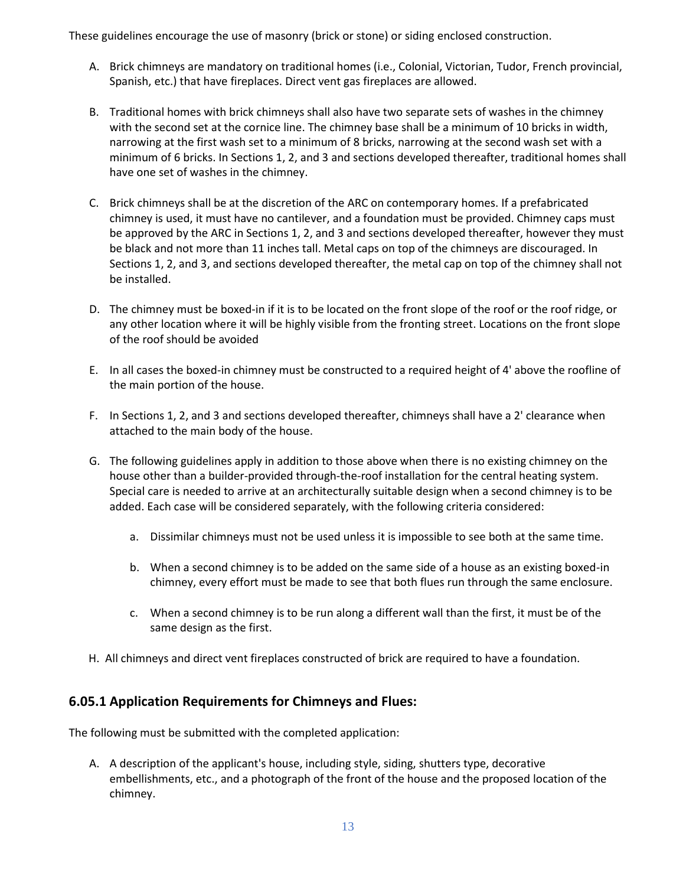These guidelines encourage the use of masonry (brick or stone) or siding enclosed construction.

A. Brick chimneys are mandatory on traditional homes (i.e., Colonial, Victorian, Tudor, French provincial, Spanish, etc.) that have fireplaces. Direct vent gas fireplaces are allowed.

B. Traditional homes with brick chimneys shall also have two separate sets of washes in the chimney with the second set at the cornice line. The chimney base shall be a minimum of 10 bricks in width, narrowing at the first wash set to a minimum of 8 bricks, narrowing at the second wash set with a minimum of 6 bricks. In Sections 1, 2, and 3 and sections developed thereafter, traditional homes shall have one set of washes in the chimney.

C. Brick chimneys shall be at the discretion of the ARC on contemporary homes. If a prefabricated chimney is used, it must have no cantilever, and a foundation must be provided. Chimney caps must be approved by the ARC in Sections 1, 2, and 3 and sections developed thereafter, however they must be black and not more than 11 inches tall. Metal caps on top of the chimneys are discouraged. In Sections 1, 2, and 3, and sections developed thereafter, the metal cap on top of the chimney shall not be installed.

D. The chimney must be boxed-in if it is to be located on the front slope of the roof or the roof ridge, or any other location where it will be highly visible from the fronting street. Locations on the front slope of the roof should be avoided

E. In all cases the boxed-in chimney must be constructed to a required height of 4' above the roofline of the main portion of the house.

F. In Sections 1, 2, and 3 and sections developed thereafter, chimneys shall have a 2' clearance when attached to the main body of the house.

G. The following guidelines apply in addition to those above when there is no existing chimney on the house other than a builder-provided through-the-roof installation for the central heating system. Special care is needed to arrive at an architecturally suitable design when a second chimney is to be added. Each case will be considered separately, with the following criteria considered:

   a. Dissimilar chimneys must not be used unless it is impossible to see both at the same time.

   b. When a second chimney is to be added on the same side of a house as an existing boxed-in chimney, every effort must be made to see that both flues run through the same enclosure.

   c. When a second chimney is to be run along a different wall than the first, it must be of the same design as the first.

H. All chimneys and direct vent fireplaces constructed of brick are required to have a foundation.

### 6.05.1 Application Requirements for Chimneys and Flues:

The following must be submitted with the completed application:

A. A description of the applicant's house, including style, siding, shutters type, decorative embellishments, etc., and a photograph of the front of the house and the proposed location of the chimney.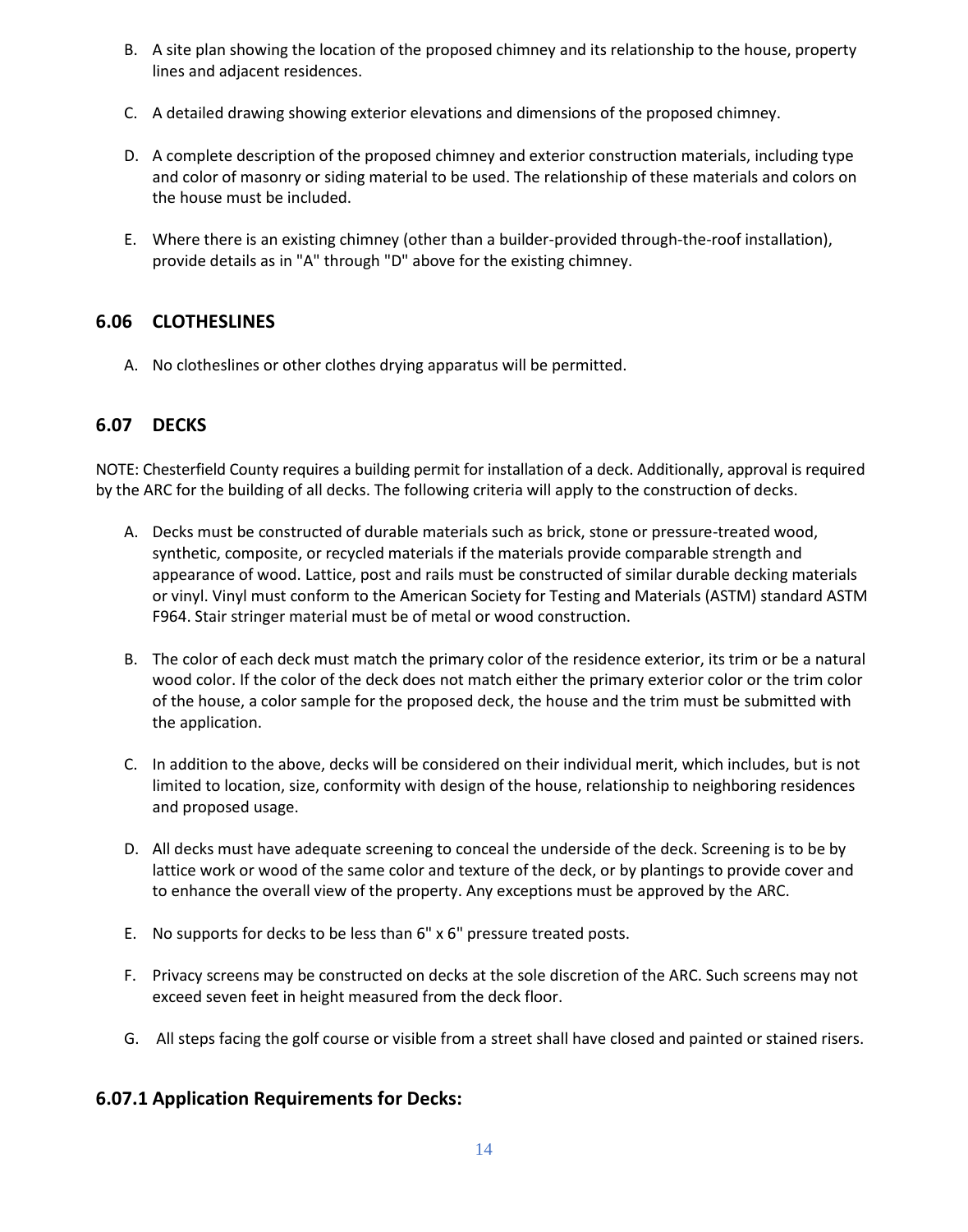B. A site plan showing the location of the proposed chimney and its relationship to the house, property lines and adjacent residences.

C. A detailed drawing showing exterior elevations and dimensions of the proposed chimney.

D. A complete description of the proposed chimney and exterior construction materials, including type and color of masonry or siding material to be used. The relationship of these materials and colors on the house must be included.

E. Where there is an existing chimney (other than a builder-provided through-the-roof installation), provide details as in "A" through "D" above for the existing chimney.

## 6.06 CLOTHESLINES

A. No clotheslines or other clothes drying apparatus will be permitted.

## 6.07 DECKS

NOTE: Chesterfield County requires a building permit for installation of a deck. Additionally, approval is required by the ARC for the building of all decks. The following criteria will apply to the construction of decks.

A. Decks must be constructed of durable materials such as brick, stone or pressure-treated wood, synthetic, composite, or recycled materials if the materials provide comparable strength and appearance of wood. Lattice, post and rails must be constructed of similar durable decking materials or vinyl. Vinyl must conform to the American Society for Testing and Materials (ASTM) standard ASTM F964. Stair stringer material must be of metal or wood construction.

B. The color of each deck must match the primary color of the residence exterior, its trim or be a natural wood color. If the color of the deck does not match either the primary exterior color or the trim color of the house, a color sample for the proposed deck, the house and the trim must be submitted with the application.

C. In addition to the above, decks will be considered on their individual merit, which includes, but is not limited to location, size, conformity with design of the house, relationship to neighboring residences and proposed usage.

D. All decks must have adequate screening to conceal the underside of the deck. Screening is to be by lattice work or wood of the same color and texture of the deck, or by plantings to provide cover and to enhance the overall view of the property. Any exceptions must be approved by the ARC.

E. No supports for decks to be less than 6" x 6" pressure treated posts.

F. Privacy screens may be constructed on decks at the sole discretion of the ARC. Such screens may not exceed seven feet in height measured from the deck floor.

G. All steps facing the golf course or visible from a street shall have closed and painted or stained risers.

### 6.07.1 Application Requirements for Decks: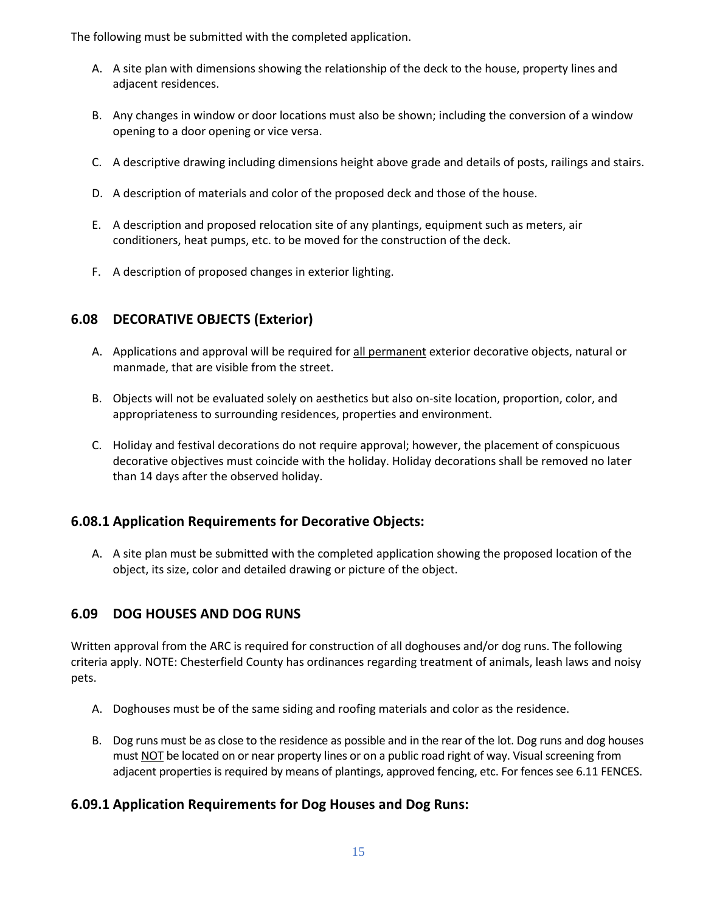The following must be submitted with the completed application.

A. A site plan with dimensions showing the relationship of the deck to the house, property lines and adjacent residences.

B. Any changes in window or door locations must also be shown; including the conversion of a window opening to a door opening or vice versa.

C. A descriptive drawing including dimensions height above grade and details of posts, railings and stairs.

D. A description of materials and color of the proposed deck and those of the house.

E. A description and proposed relocation site of any plantings, equipment such as meters, air conditioners, heat pumps, etc. to be moved for the construction of the deck.

F. A description of proposed changes in exterior lighting.

## 6.08 DECORATIVE OBJECTS (Exterior)

A. Applications and approval will be required for <u>all permanent</u> exterior decorative objects, natural or manmade, that are visible from the street.

B. Objects will not be evaluated solely on aesthetics but also on-site location, proportion, color, and appropriateness to surrounding residences, properties and environment.

C. Holiday and festival decorations do not require approval; however, the placement of conspicuous decorative objectives must coincide with the holiday. Holiday decorations shall be removed no later than 14 days after the observed holiday.

## 6.08.1 Application Requirements for Decorative Objects:

A. A site plan must be submitted with the completed application showing the proposed location of the object, its size, color and detailed drawing or picture of the object.

## 6.09 DOG HOUSES AND DOG RUNS

Written approval from the ARC is required for construction of all doghouses and/or dog runs. The following criteria apply. NOTE: Chesterfield County has ordinances regarding treatment of animals, leash laws and noisy pets.

A. Doghouses must be of the same siding and roofing materials and color as the residence.

B. Dog runs must be as close to the residence as possible and in the rear of the lot. Dog runs and dog houses must <u>NOT</u> be located on or near property lines or on a public road right of way. Visual screening from adjacent properties is required by means of plantings, approved fencing, etc. For fences see 6.11 FENCES.

## 6.09.1 Application Requirements for Dog Houses and Dog Runs: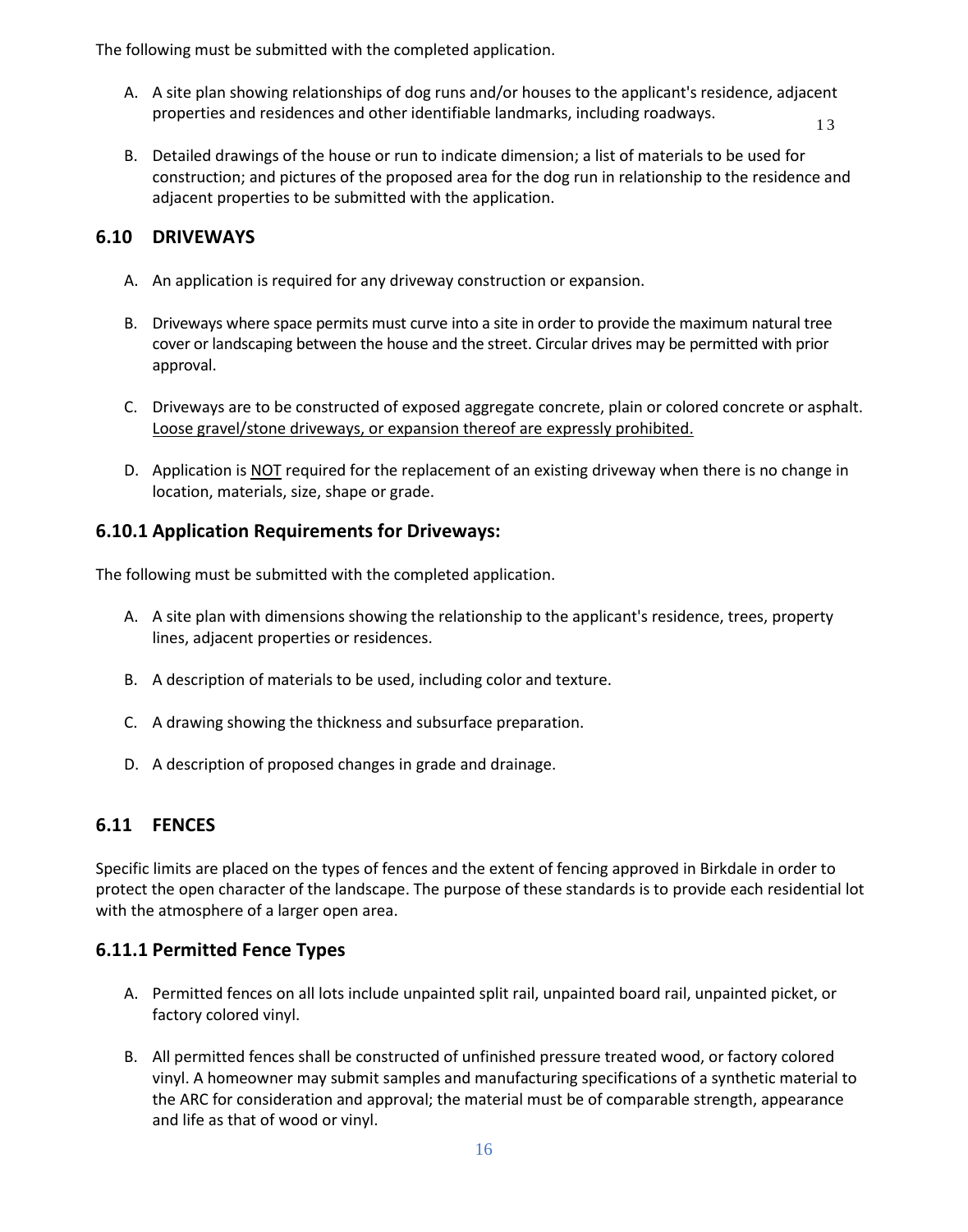The following must be submitted with the completed application.

A. A site plan showing relationships of dog runs and/or houses to the applicant's residence, adjacent properties and residences and other identifiable landmarks, including roadways.

B. Detailed drawings of the house or run to indicate dimension; a list of materials to be used for construction; and pictures of the proposed area for the dog run in relationship to the residence and adjacent properties to be submitted with the application.

## 6.10 DRIVEWAYS

A. An application is required for any driveway construction or expansion.

B. Driveways where space permits must curve into a site in order to provide the maximum natural tree cover or landscaping between the house and the street. Circular drives may be permitted with prior approval.

C. Driveways are to be constructed of exposed aggregate concrete, plain or colored concrete or asphalt. <u>Loose gravel/stone driveways, or expansion thereof are expressly prohibited.</u>

D. Application is <u>NOT</u> required for the replacement of an existing driveway when there is no change in location, materials, size, shape or grade.

## 6.10.1 Application Requirements for Driveways:

The following must be submitted with the completed application.

A. A site plan with dimensions showing the relationship to the applicant's residence, trees, property lines, adjacent properties or residences.

B. A description of materials to be used, including color and texture.

C. A drawing showing the thickness and subsurface preparation.

D. A description of proposed changes in grade and drainage.

## 6.11 FENCES

Specific limits are placed on the types of fences and the extent of fencing approved in Birkdale in order to protect the open character of the landscape. The purpose of these standards is to provide each residential lot with the atmosphere of a larger open area.

## 6.11.1 Permitted Fence Types

A. Permitted fences on all lots include unpainted split rail, unpainted board rail, unpainted picket, or factory colored vinyl.

B. All permitted fences shall be constructed of unfinished pressure treated wood, or factory colored vinyl. A homeowner may submit samples and manufacturing specifications of a synthetic material to the ARC for consideration and approval; the material must be of comparable strength, appearance and life as that of wood or vinyl.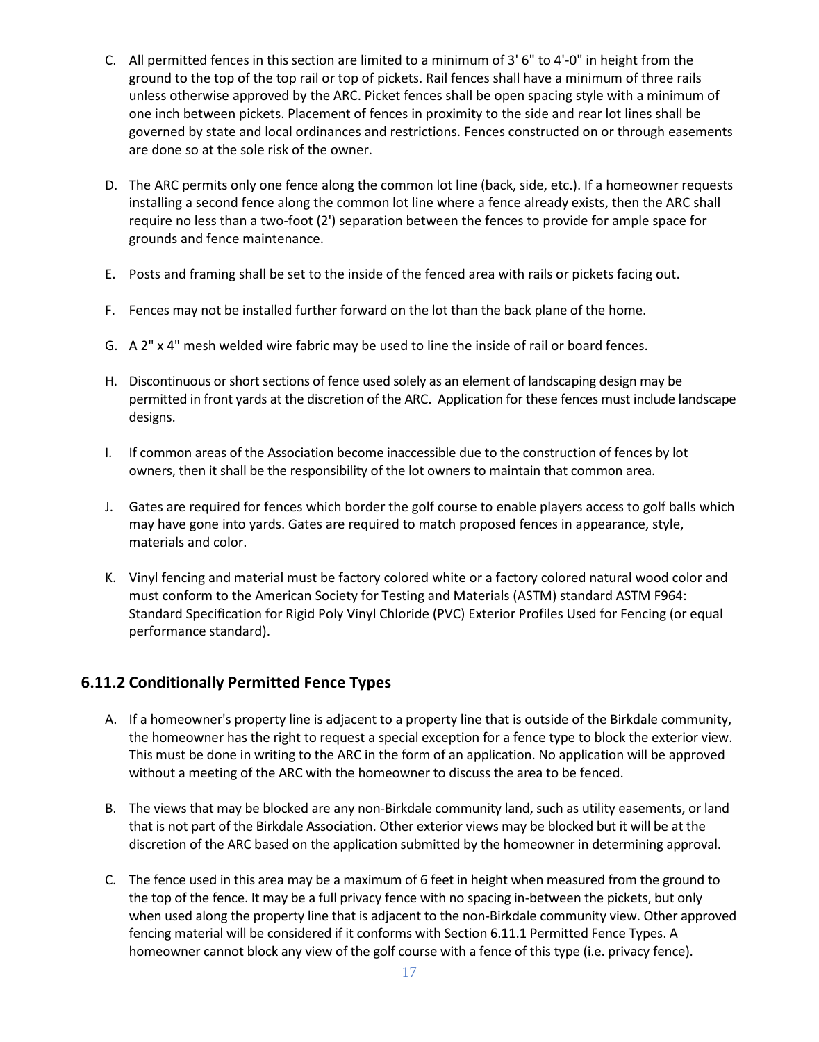C. All permitted fences in this section are limited to a minimum of 3' 6" to 4'-0" in height from the ground to the top of the top rail or top of pickets. Rail fences shall have a minimum of three rails unless otherwise approved by the ARC. Picket fences shall be open spacing style with a minimum of one inch between pickets. Placement of fences in proximity to the side and rear lot lines shall be governed by state and local ordinances and restrictions. Fences constructed on or through easements are done so at the sole risk of the owner.

D. The ARC permits only one fence along the common lot line (back, side, etc.). If a homeowner requests installing a second fence along the common lot line where a fence already exists, then the ARC shall require no less than a two-foot (2') separation between the fences to provide for ample space for grounds and fence maintenance.

E. Posts and framing shall be set to the inside of the fenced area with rails or pickets facing out.

F. Fences may not be installed further forward on the lot than the back plane of the home.

G. A 2" x 4" mesh welded wire fabric may be used to line the inside of rail or board fences.

H. Discontinuous or short sections of fence used solely as an element of landscaping design may be permitted in front yards at the discretion of the ARC. Application for these fences must include landscape designs.

I. If common areas of the Association become inaccessible due to the construction of fences by lot owners, then it shall be the responsibility of the lot owners to maintain that common area.

J. Gates are required for fences which border the golf course to enable players access to golf balls which may have gone into yards. Gates are required to match proposed fences in appearance, style, materials and color.

K. Vinyl fencing and material must be factory colored white or a factory colored natural wood color and must conform to the American Society for Testing and Materials (ASTM) standard ASTM F964: Standard Specification for Rigid Poly Vinyl Chloride (PVC) Exterior Profiles Used for Fencing (or equal performance standard).

### 6.11.2 Conditionally Permitted Fence Types

A. If a homeowner's property line is adjacent to a property line that is outside of the Birkdale community, the homeowner has the right to request a special exception for a fence type to block the exterior view. This must be done in writing to the ARC in the form of an application. No application will be approved without a meeting of the ARC with the homeowner to discuss the area to be fenced.

B. The views that may be blocked are any non-Birkdale community land, such as utility easements, or land that is not part of the Birkdale Association. Other exterior views may be blocked but it will be at the discretion of the ARC based on the application submitted by the homeowner in determining approval.

C. The fence used in this area may be a maximum of 6 feet in height when measured from the ground to the top of the fence. It may be a full privacy fence with no spacing in-between the pickets, but only when used along the property line that is adjacent to the non-Birkdale community view. Other approved fencing material will be considered if it conforms with Section 6.11.1 Permitted Fence Types. A homeowner cannot block any view of the golf course with a fence of this type (i.e. privacy fence).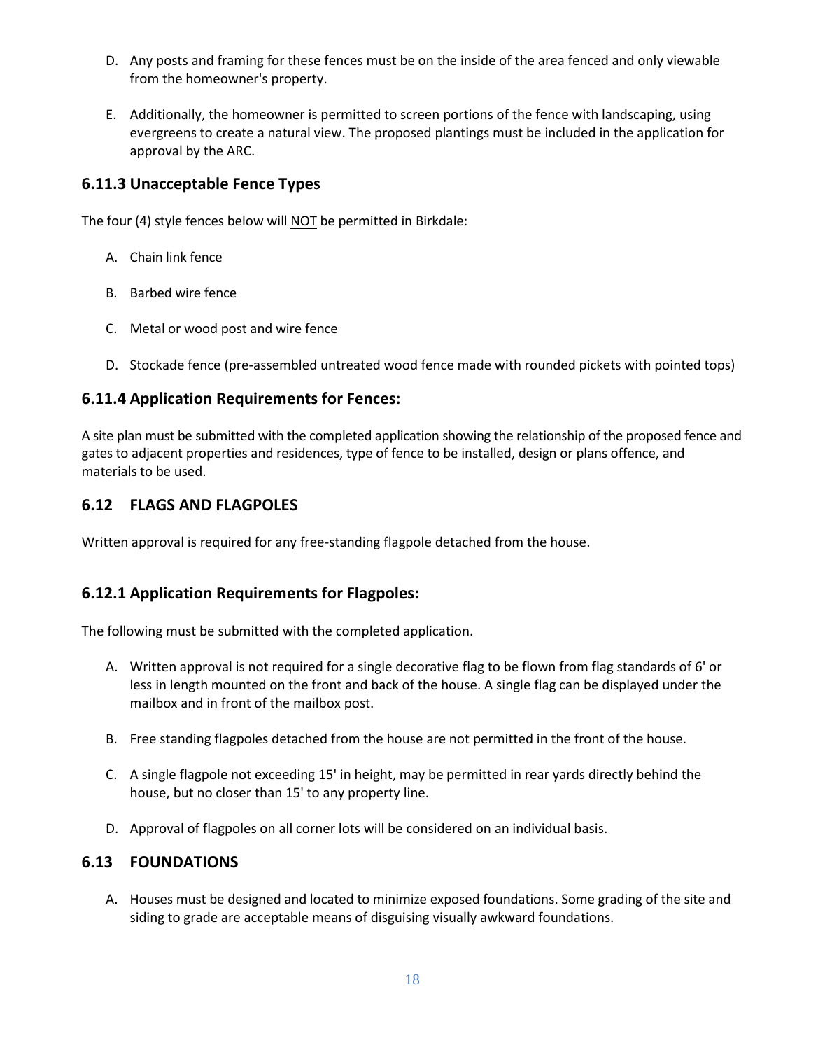D. Any posts and framing for these fences must be on the inside of the area fenced and only viewable from the homeowner's property.

E. Additionally, the homeowner is permitted to screen portions of the fence with landscaping, using evergreens to create a natural view. The proposed plantings must be included in the application for approval by the ARC.

### 6.11.3 Unacceptable Fence Types

The four (4) style fences below will <u>NOT</u> be permitted in Birkdale:

A. Chain link fence

B. Barbed wire fence

C. Metal or wood post and wire fence

D. Stockade fence (pre-assembled untreated wood fence made with rounded pickets with pointed tops)

### 6.11.4 Application Requirements for Fences:

A site plan must be submitted with the completed application showing the relationship of the proposed fence and gates to adjacent properties and residences, type of fence to be installed, design or plans offence, and materials to be used.

## 6.12 FLAGS AND FLAGPOLES

Written approval is required for any free-standing flagpole detached from the house.

### 6.12.1 Application Requirements for Flagpoles:

The following must be submitted with the completed application.

A. Written approval is not required for a single decorative flag to be flown from flag standards of 6' or less in length mounted on the front and back of the house. A single flag can be displayed under the mailbox and in front of the mailbox post.

B. Free standing flagpoles detached from the house are not permitted in the front of the house.

C. A single flagpole not exceeding 15' in height, may be permitted in rear yards directly behind the house, but no closer than 15' to any property line.

D. Approval of flagpoles on all corner lots will be considered on an individual basis.

## 6.13 FOUNDATIONS

A. Houses must be designed and located to minimize exposed foundations. Some grading of the site and siding to grade are acceptable means of disguising visually awkward foundations.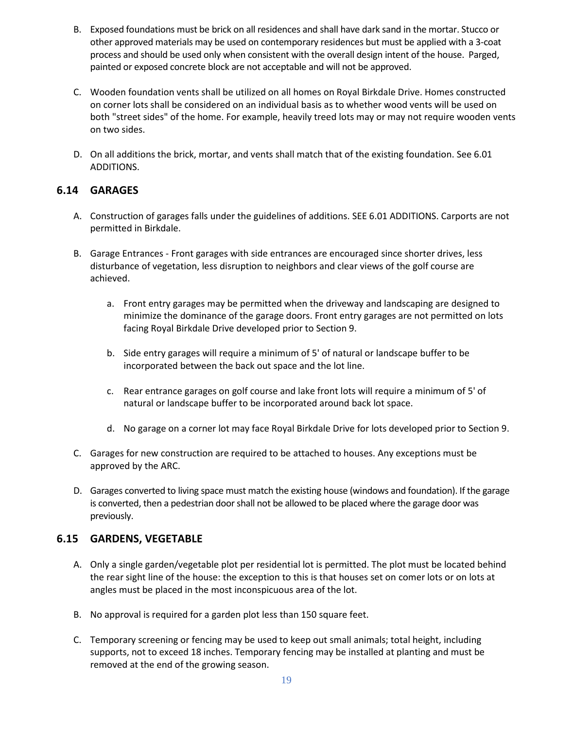B. Exposed foundations must be brick on all residences and shall have dark sand in the mortar. Stucco or other approved materials may be used on contemporary residences but must be applied with a 3-coat process and should be used only when consistent with the overall design intent of the house. Parged, painted or exposed concrete block are not acceptable and will not be approved.

C. Wooden foundation vents shall be utilized on all homes on Royal Birkdale Drive. Homes constructed on corner lots shall be considered on an individual basis as to whether wood vents will be used on both "street sides" of the home. For example, heavily treed lots may or may not require wooden vents on two sides.

D. On all additions the brick, mortar, and vents shall match that of the existing foundation. See 6.01 ADDITIONS.

## 6.14 GARAGES

A. Construction of garages falls under the guidelines of additions. SEE 6.01 ADDITIONS. Carports are not permitted in Birkdale.

B. Garage Entrances - Front garages with side entrances are encouraged since shorter drives, less disturbance of vegetation, less disruption to neighbors and clear views of the golf course are achieved.

   a. Front entry garages may be permitted when the driveway and landscaping are designed to minimize the dominance of the garage doors. Front entry garages are not permitted on lots facing Royal Birkdale Drive developed prior to Section 9.

   b. Side entry garages will require a minimum of 5' of natural or landscape buffer to be incorporated between the back out space and the lot line.

   c. Rear entrance garages on golf course and lake front lots will require a minimum of 5' of natural or landscape buffer to be incorporated around back lot space.

   d. No garage on a corner lot may face Royal Birkdale Drive for lots developed prior to Section 9.

C. Garages for new construction are required to be attached to houses. Any exceptions must be approved by the ARC.

D. Garages converted to living space must match the existing house (windows and foundation). If the garage is converted, then a pedestrian door shall not be allowed to be placed where the garage door was previously.

## 6.15 GARDENS, VEGETABLE

A. Only a single garden/vegetable plot per residential lot is permitted. The plot must be located behind the rear sight line of the house: the exception to this is that houses set on comer lots or on lots at angles must be placed in the most inconspicuous area of the lot.

B. No approval is required for a garden plot less than 150 square feet.

C. Temporary screening or fencing may be used to keep out small animals; total height, including supports, not to exceed 18 inches. Temporary fencing may be installed at planting and must be removed at the end of the growing season.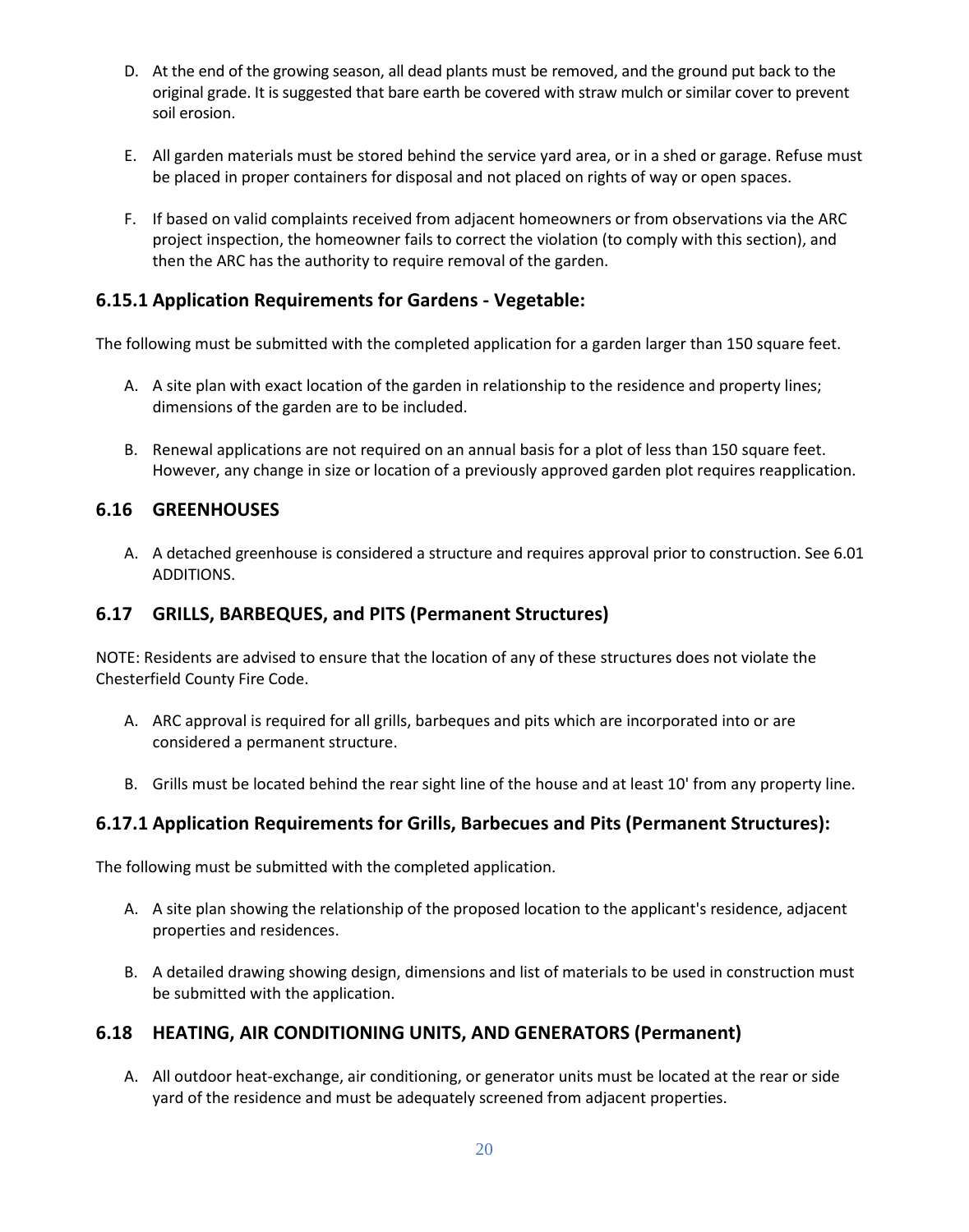D. At the end of the growing season, all dead plants must be removed, and the ground put back to the original grade. It is suggested that bare earth be covered with straw mulch or similar cover to prevent soil erosion.

E. All garden materials must be stored behind the service yard area, or in a shed or garage. Refuse must be placed in proper containers for disposal and not placed on rights of way or open spaces.

F. If based on valid complaints received from adjacent homeowners or from observations via the ARC project inspection, the homeowner fails to correct the violation (to comply with this section), and then the ARC has the authority to require removal of the garden.

### 6.15.1 Application Requirements for Gardens - Vegetable:

The following must be submitted with the completed application for a garden larger than 150 square feet.

A. A site plan with exact location of the garden in relationship to the residence and property lines; dimensions of the garden are to be included.

B. Renewal applications are not required on an annual basis for a plot of less than 150 square feet. However, any change in size or location of a previously approved garden plot requires reapplication.

### 6.16 GREENHOUSES

A. A detached greenhouse is considered a structure and requires approval prior to construction. See 6.01 ADDITIONS.

### 6.17 GRILLS, BARBEQUES, and PITS (Permanent Structures)

NOTE: Residents are advised to ensure that the location of any of these structures does not violate the Chesterfield County Fire Code.

A. ARC approval is required for all grills, barbeques and pits which are incorporated into or are considered a permanent structure.

B. Grills must be located behind the rear sight line of the house and at least 10' from any property line.

### 6.17.1 Application Requirements for Grills, Barbecues and Pits (Permanent Structures):

The following must be submitted with the completed application.

A. A site plan showing the relationship of the proposed location to the applicant's residence, adjacent properties and residences.

B. A detailed drawing showing design, dimensions and list of materials to be used in construction must be submitted with the application.

### 6.18 HEATING, AIR CONDITIONING UNITS, AND GENERATORS (Permanent)

A. All outdoor heat-exchange, air conditioning, or generator units must be located at the rear or side yard of the residence and must be adequately screened from adjacent properties.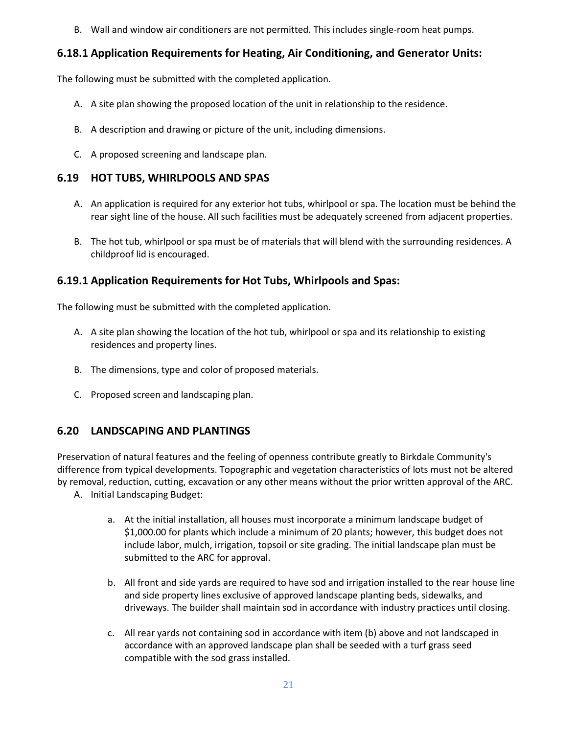B. Wall and window air conditioners are not permitted. This includes single-room heat pumps.

### 6.18.1 Application Requirements for Heating, Air Conditioning, and Generator Units:

The following must be submitted with the completed application.

A. A site plan showing the proposed location of the unit in relationship to the residence.

B. A description and drawing or picture of the unit, including dimensions.

C. A proposed screening and landscape plan.

## 6.19 HOT TUBS, WHIRLPOOLS AND SPAS

A. An application is required for any exterior hot tubs, whirlpool or spa. The location must be behind the rear sight line of the house. All such facilities must be adequately screened from adjacent properties.

B. The hot tub, whirlpool or spa must be of materials that will blend with the surrounding residences. A childproof lid is encouraged.

### 6.19.1 Application Requirements for Hot Tubs, Whirlpools and Spas:

The following must be submitted with the completed application.

A. A site plan showing the location of the hot tub, whirlpool or spa and its relationship to existing residences and property lines.

B. The dimensions, type and color of proposed materials.

C. Proposed screen and landscaping plan.

## 6.20 LANDSCAPING AND PLANTINGS

Preservation of natural features and the feeling of openness contribute greatly to Birkdale Community's difference from typical developments. Topographic and vegetation characteristics of lots must not be altered by removal, reduction, cutting, excavation or any other means without the prior written approval of the ARC.

A. Initial Landscaping Budget:

   a. At the initial installation, all houses must incorporate a minimum landscape budget of $1,000.00 for plants which include a minimum of 20 plants; however, this budget does not include labor, mulch, irrigation, topsoil or site grading. The initial landscape plan must be submitted to the ARC for approval.

   b. All front and side yards are required to have sod and irrigation installed to the rear house line and side property lines exclusive of approved landscape planting beds, sidewalks, and driveways. The builder shall maintain sod in accordance with industry practices until closing.

   c. All rear yards not containing sod in accordance with item (b) above and not landscaped in accordance with an approved landscape plan shall be seeded with a turf grass seed compatible with the sod grass installed.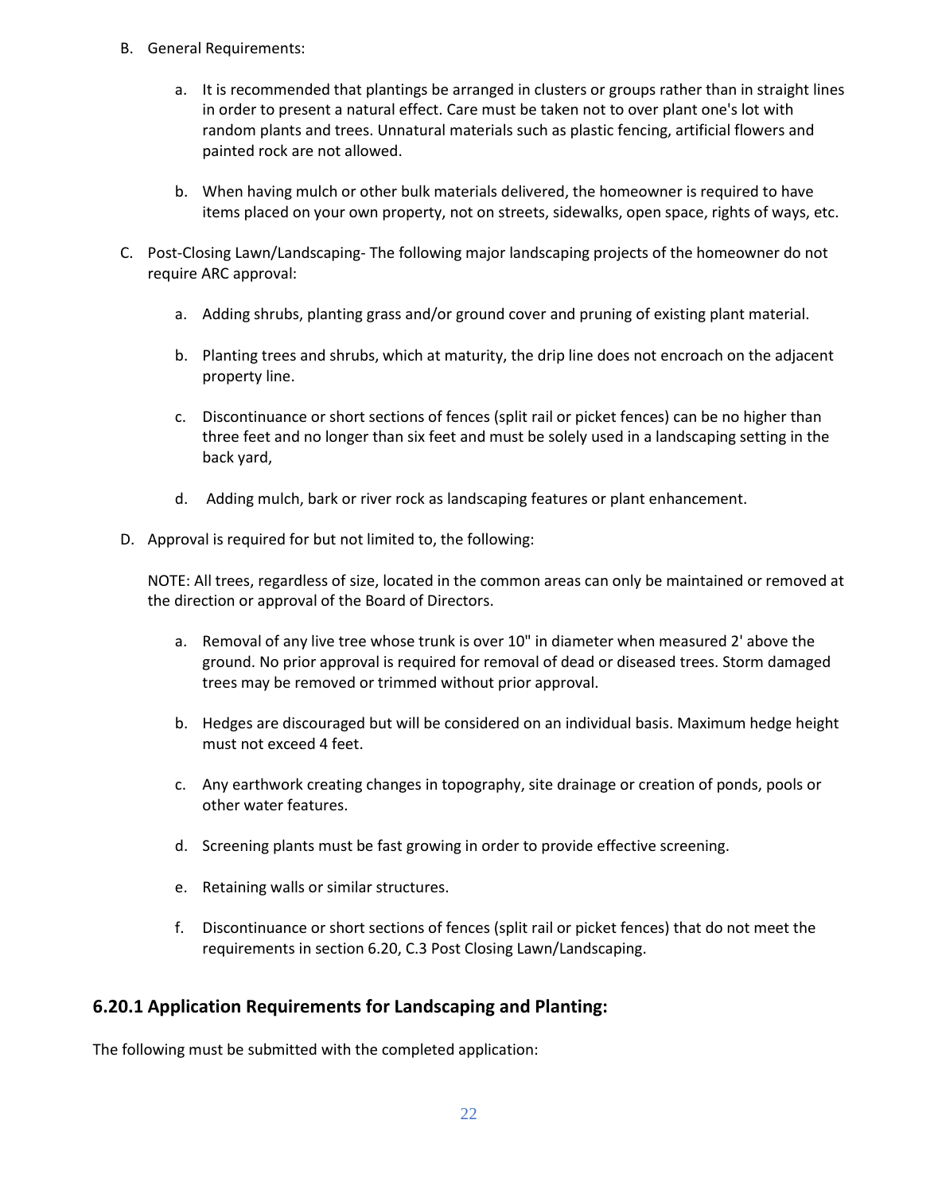B. General Requirements:

   a. It is recommended that plantings be arranged in clusters or groups rather than in straight lines in order to present a natural effect. Care must be taken not to over plant one's lot with random plants and trees. Unnatural materials such as plastic fencing, artificial flowers and painted rock are not allowed.

   b. When having mulch or other bulk materials delivered, the homeowner is required to have items placed on your own property, not on streets, sidewalks, open space, rights of ways, etc.

C. Post-Closing Lawn/Landscaping- The following major landscaping projects of the homeowner do not require ARC approval:

   a. Adding shrubs, planting grass and/or ground cover and pruning of existing plant material.

   b. Planting trees and shrubs, which at maturity, the drip line does not encroach on the adjacent property line.

   c. Discontinuance or short sections of fences (split rail or picket fences) can be no higher than three feet and no longer than six feet and must be solely used in a landscaping setting in the back yard,

   d. Adding mulch, bark or river rock as landscaping features or plant enhancement.

D. Approval is required for but not limited to, the following:

   NOTE: All trees, regardless of size, located in the common areas can only be maintained or removed at the direction or approval of the Board of Directors.

   a. Removal of any live tree whose trunk is over 10" in diameter when measured 2' above the ground. No prior approval is required for removal of dead or diseased trees. Storm damaged trees may be removed or trimmed without prior approval.

   b. Hedges are discouraged but will be considered on an individual basis. Maximum hedge height must not exceed 4 feet.

   c. Any earthwork creating changes in topography, site drainage or creation of ponds, pools or other water features.

   d. Screening plants must be fast growing in order to provide effective screening.

   e. Retaining walls or similar structures.

   f. Discontinuance or short sections of fences (split rail or picket fences) that do not meet the requirements in section 6.20, C.3 Post Closing Lawn/Landscaping.

### 6.20.1 Application Requirements for Landscaping and Planting:

The following must be submitted with the completed application: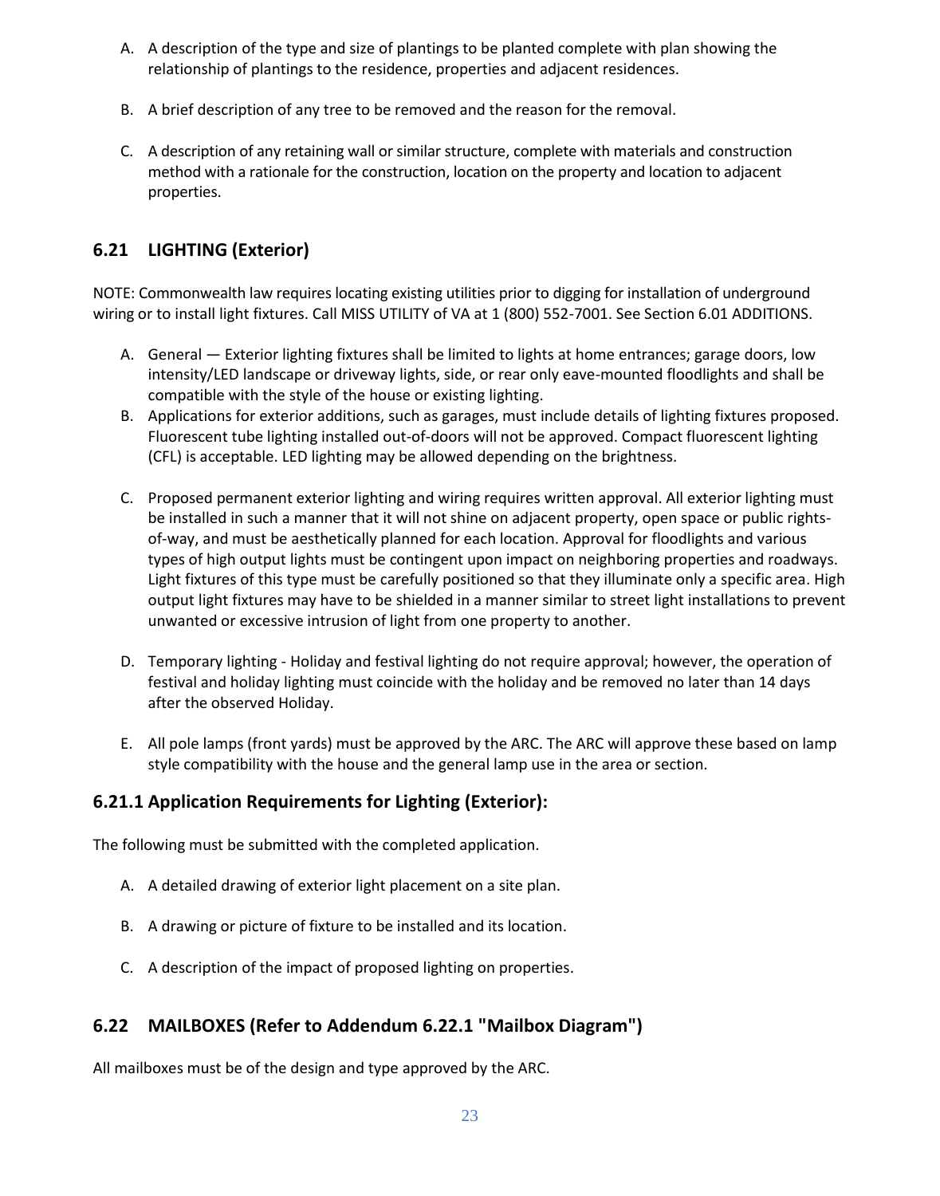A. A description of the type and size of plantings to be planted complete with plan showing the relationship of plantings to the residence, properties and adjacent residences.

B. A brief description of any tree to be removed and the reason for the removal.

C. A description of any retaining wall or similar structure, complete with materials and construction method with a rationale for the construction, location on the property and location to adjacent properties.

## 6.21 LIGHTING (Exterior)

NOTE: Commonwealth law requires locating existing utilities prior to digging for installation of underground wiring or to install light fixtures. Call MISS UTILITY of VA at 1 (800) 552-7001. See Section 6.01 ADDITIONS.

A. General — Exterior lighting fixtures shall be limited to lights at home entrances; garage doors, low intensity/LED landscape or driveway lights, side, or rear only eave-mounted floodlights and shall be compatible with the style of the house or existing lighting.

B. Applications for exterior additions, such as garages, must include details of lighting fixtures proposed. Fluorescent tube lighting installed out-of-doors will not be approved. Compact fluorescent lighting (CFL) is acceptable. LED lighting may be allowed depending on the brightness.

C. Proposed permanent exterior lighting and wiring requires written approval. All exterior lighting must be installed in such a manner that it will not shine on adjacent property, open space or public rights-of-way, and must be aesthetically planned for each location. Approval for floodlights and various types of high output lights must be contingent upon impact on neighboring properties and roadways. Light fixtures of this type must be carefully positioned so that they illuminate only a specific area. High output light fixtures may have to be shielded in a manner similar to street light installations to prevent unwanted or excessive intrusion of light from one property to another.

D. Temporary lighting - Holiday and festival lighting do not require approval; however, the operation of festival and holiday lighting must coincide with the holiday and be removed no later than 14 days after the observed Holiday.

E. All pole lamps (front yards) must be approved by the ARC. The ARC will approve these based on lamp style compatibility with the house and the general lamp use in the area or section.

### 6.21.1 Application Requirements for Lighting (Exterior):

The following must be submitted with the completed application.

A. A detailed drawing of exterior light placement on a site plan.

B. A drawing or picture of fixture to be installed and its location.

C. A description of the impact of proposed lighting on properties.

## 6.22 MAILBOXES (Refer to Addendum 6.22.1 "Mailbox Diagram")

All mailboxes must be of the design and type approved by the ARC.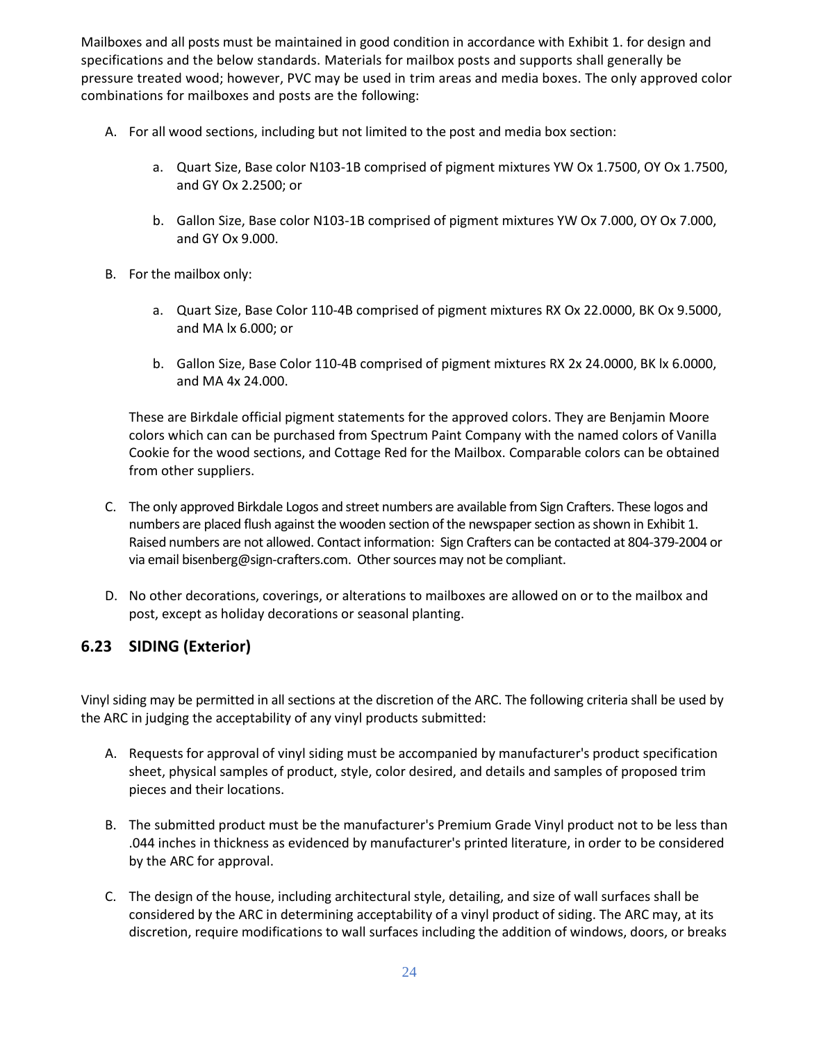Mailboxes and all posts must be maintained in good condition in accordance with Exhibit 1. for design and specifications and the below standards. Materials for mailbox posts and supports shall generally be pressure treated wood; however, PVC may be used in trim areas and media boxes. The only approved color combinations for mailboxes and posts are the following:

A. For all wood sections, including but not limited to the post and media box section:

   a. Quart Size, Base color N103-1B comprised of pigment mixtures YW Ox 1.7500, OY Ox 1.7500, and GY Ox 2.2500; or

   b. Gallon Size, Base color N103-1B comprised of pigment mixtures YW Ox 7.000, OY Ox 7.000, and GY Ox 9.000.

B. For the mailbox only:

   a. Quart Size, Base Color 110-4B comprised of pigment mixtures RX Ox 22.0000, BK Ox 9.5000, and MA lx 6.000; or

   b. Gallon Size, Base Color 110-4B comprised of pigment mixtures RX 2x 24.0000, BK lx 6.0000, and MA 4x 24.000.

   These are Birkdale official pigment statements for the approved colors. They are Benjamin Moore colors which can can be purchased from Spectrum Paint Company with the named colors of Vanilla Cookie for the wood sections, and Cottage Red for the Mailbox. Comparable colors can be obtained from other suppliers.

C. The only approved Birkdale Logos and street numbers are available from Sign Crafters. These logos and numbers are placed flush against the wooden section of the newspaper section as shown in Exhibit 1. Raised numbers are not allowed. Contact information: Sign Crafters can be contacted at 804-379-2004 or via email bisenberg@sign-crafters.com. Other sources may not be compliant.

D. No other decorations, coverings, or alterations to mailboxes are allowed on or to the mailbox and post, except as holiday decorations or seasonal planting.

## 6.23 SIDING (Exterior)

Vinyl siding may be permitted in all sections at the discretion of the ARC. The following criteria shall be used by the ARC in judging the acceptability of any vinyl products submitted:

A. Requests for approval of vinyl siding must be accompanied by manufacturer's product specification sheet, physical samples of product, style, color desired, and details and samples of proposed trim pieces and their locations.

B. The submitted product must be the manufacturer's Premium Grade Vinyl product not to be less than .044 inches in thickness as evidenced by manufacturer's printed literature, in order to be considered by the ARC for approval.

C. The design of the house, including architectural style, detailing, and size of wall surfaces shall be considered by the ARC in determining acceptability of a vinyl product of siding. The ARC may, at its discretion, require modifications to wall surfaces including the addition of windows, doors, or breaks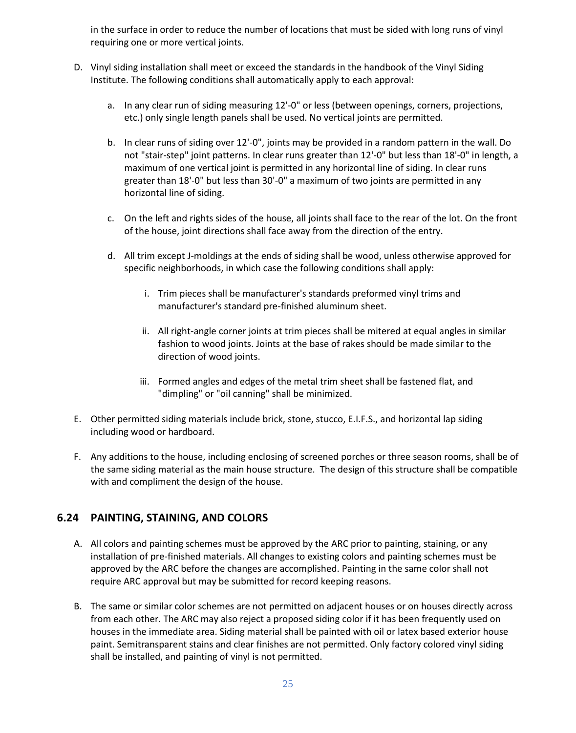in the surface in order to reduce the number of locations that must be sided with long runs of vinyl requiring one or more vertical joints.

D. Vinyl siding installation shall meet or exceed the standards in the handbook of the Vinyl Siding Institute. The following conditions shall automatically apply to each approval:

   a. In any clear run of siding measuring 12'-0" or less (between openings, corners, projections, etc.) only single length panels shall be used. No vertical joints are permitted.

   b. In clear runs of siding over 12'-0", joints may be provided in a random pattern in the wall. Do not "stair-step" joint patterns. In clear runs greater than 12'-0" but less than 18'-0" in length, a maximum of one vertical joint is permitted in any horizontal line of siding. In clear runs greater than 18'-0" but less than 30'-0" a maximum of two joints are permitted in any horizontal line of siding.

   c. On the left and rights sides of the house, all joints shall face to the rear of the lot. On the front of the house, joint directions shall face away from the direction of the entry.

   d. All trim except J-moldings at the ends of siding shall be wood, unless otherwise approved for specific neighborhoods, in which case the following conditions shall apply:

      i. Trim pieces shall be manufacturer's standards preformed vinyl trims and manufacturer's standard pre-finished aluminum sheet.

      ii. All right-angle corner joints at trim pieces shall be mitered at equal angles in similar fashion to wood joints. Joints at the base of rakes should be made similar to the direction of wood joints.

      iii. Formed angles and edges of the metal trim sheet shall be fastened flat, and "dimpling" or "oil canning" shall be minimized.

E. Other permitted siding materials include brick, stone, stucco, E.I.F.S., and horizontal lap siding including wood or hardboard.

F. Any additions to the house, including enclosing of screened porches or three season rooms, shall be of the same siding material as the main house structure. The design of this structure shall be compatible with and compliment the design of the house.

## 6.24 PAINTING, STAINING, AND COLORS

A. All colors and painting schemes must be approved by the ARC prior to painting, staining, or any installation of pre-finished materials. All changes to existing colors and painting schemes must be approved by the ARC before the changes are accomplished. Painting in the same color shall not require ARC approval but may be submitted for record keeping reasons.

B. The same or similar color schemes are not permitted on adjacent houses or on houses directly across from each other. The ARC may also reject a proposed siding color if it has been frequently used on houses in the immediate area. Siding material shall be painted with oil or latex based exterior house paint. Semitransparent stains and clear finishes are not permitted. Only factory colored vinyl siding shall be installed, and painting of vinyl is not permitted.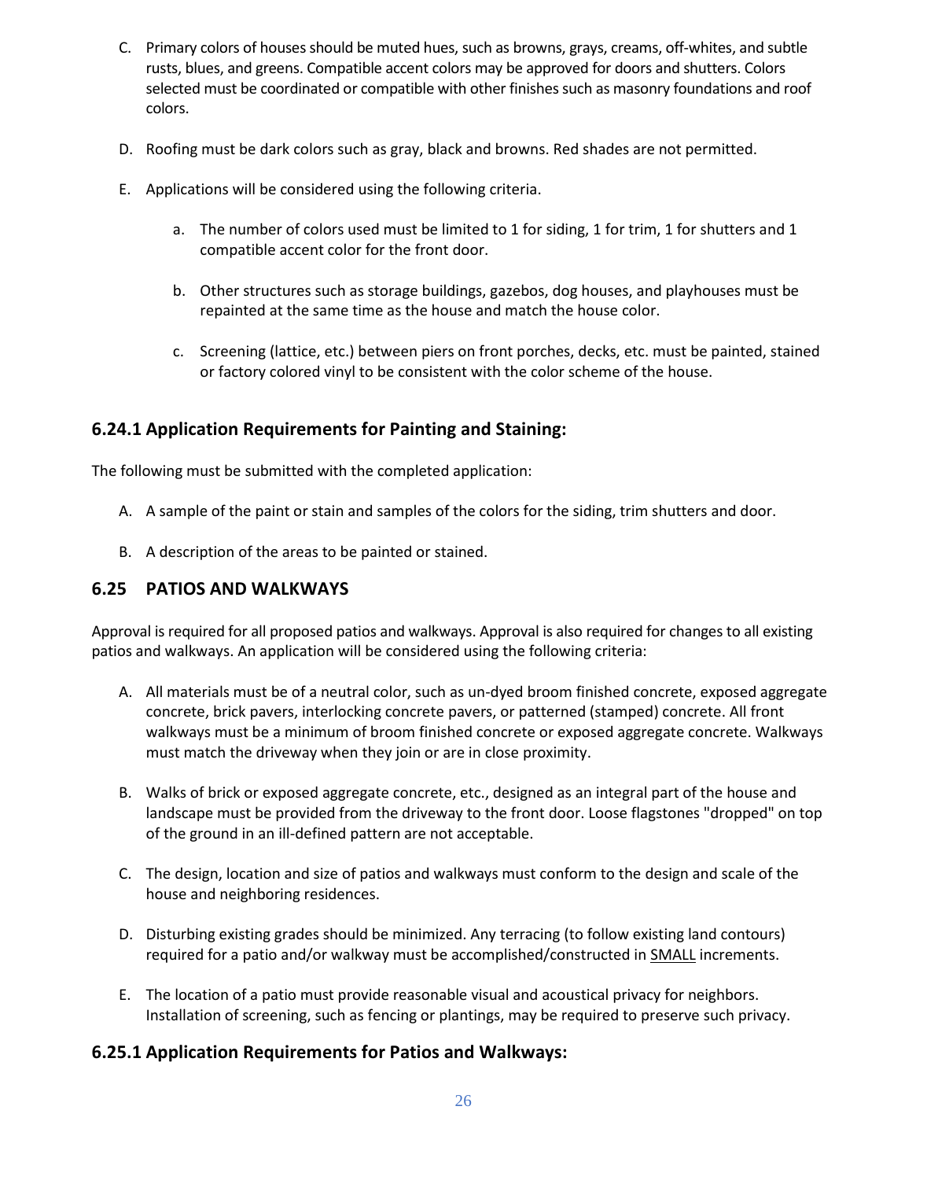C. Primary colors of houses should be muted hues, such as browns, grays, creams, off-whites, and subtle rusts, blues, and greens. Compatible accent colors may be approved for doors and shutters. Colors selected must be coordinated or compatible with other finishes such as masonry foundations and roof colors.

D. Roofing must be dark colors such as gray, black and browns. Red shades are not permitted.

E. Applications will be considered using the following criteria.

   a. The number of colors used must be limited to 1 for siding, 1 for trim, 1 for shutters and 1 compatible accent color for the front door.

   b. Other structures such as storage buildings, gazebos, dog houses, and playhouses must be repainted at the same time as the house and match the house color.

   c. Screening (lattice, etc.) between piers on front porches, decks, etc. must be painted, stained or factory colored vinyl to be consistent with the color scheme of the house.

### 6.24.1 Application Requirements for Painting and Staining:

The following must be submitted with the completed application:

A. A sample of the paint or stain and samples of the colors for the siding, trim shutters and door.

B. A description of the areas to be painted or stained.

## 6.25 PATIOS AND WALKWAYS

Approval is required for all proposed patios and walkways. Approval is also required for changes to all existing patios and walkways. An application will be considered using the following criteria:

A. All materials must be of a neutral color, such as un-dyed broom finished concrete, exposed aggregate concrete, brick pavers, interlocking concrete pavers, or patterned (stamped) concrete. All front walkways must be a minimum of broom finished concrete or exposed aggregate concrete. Walkways must match the driveway when they join or are in close proximity.

B. Walks of brick or exposed aggregate concrete, etc., designed as an integral part of the house and landscape must be provided from the driveway to the front door. Loose flagstones "dropped" on top of the ground in an ill-defined pattern are not acceptable.

C. The design, location and size of patios and walkways must conform to the design and scale of the house and neighboring residences.

D. Disturbing existing grades should be minimized. Any terracing (to follow existing land contours) required for a patio and/or walkway must be accomplished/constructed in <u>SMALL</u> increments.

E. The location of a patio must provide reasonable visual and acoustical privacy for neighbors. Installation of screening, such as fencing or plantings, may be required to preserve such privacy.

### 6.25.1 Application Requirements for Patios and Walkways: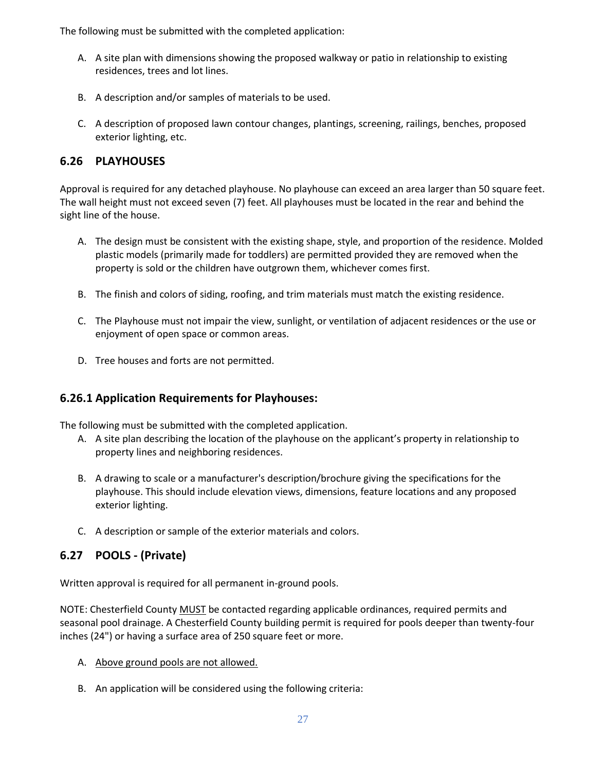The following must be submitted with the completed application:

A. A site plan with dimensions showing the proposed walkway or patio in relationship to existing residences, trees and lot lines.

B. A description and/or samples of materials to be used.

C. A description of proposed lawn contour changes, plantings, screening, railings, benches, proposed exterior lighting, etc.

## 6.26 PLAYHOUSES

Approval is required for any detached playhouse. No playhouse can exceed an area larger than 50 square feet. The wall height must not exceed seven (7) feet. All playhouses must be located in the rear and behind the sight line of the house.

A. The design must be consistent with the existing shape, style, and proportion of the residence. Molded plastic models (primarily made for toddlers) are permitted provided they are removed when the property is sold or the children have outgrown them, whichever comes first.

B. The finish and colors of siding, roofing, and trim materials must match the existing residence.

C. The Playhouse must not impair the view, sunlight, or ventilation of adjacent residences or the use or enjoyment of open space or common areas.

D. Tree houses and forts are not permitted.

### 6.26.1 Application Requirements for Playhouses:

The following must be submitted with the completed application.

A. A site plan describing the location of the playhouse on the applicant's property in relationship to property lines and neighboring residences.

B. A drawing to scale or a manufacturer's description/brochure giving the specifications for the playhouse. This should include elevation views, dimensions, feature locations and any proposed exterior lighting.

C. A description or sample of the exterior materials and colors.

## 6.27 POOLS - (Private)

Written approval is required for all permanent in-ground pools.

NOTE: Chesterfield County MUST be contacted regarding applicable ordinances, required permits and seasonal pool drainage. A Chesterfield County building permit is required for pools deeper than twenty-four inches (24") or having a surface area of 250 square feet or more.

A. Above ground pools are not allowed.

B. An application will be considered using the following criteria: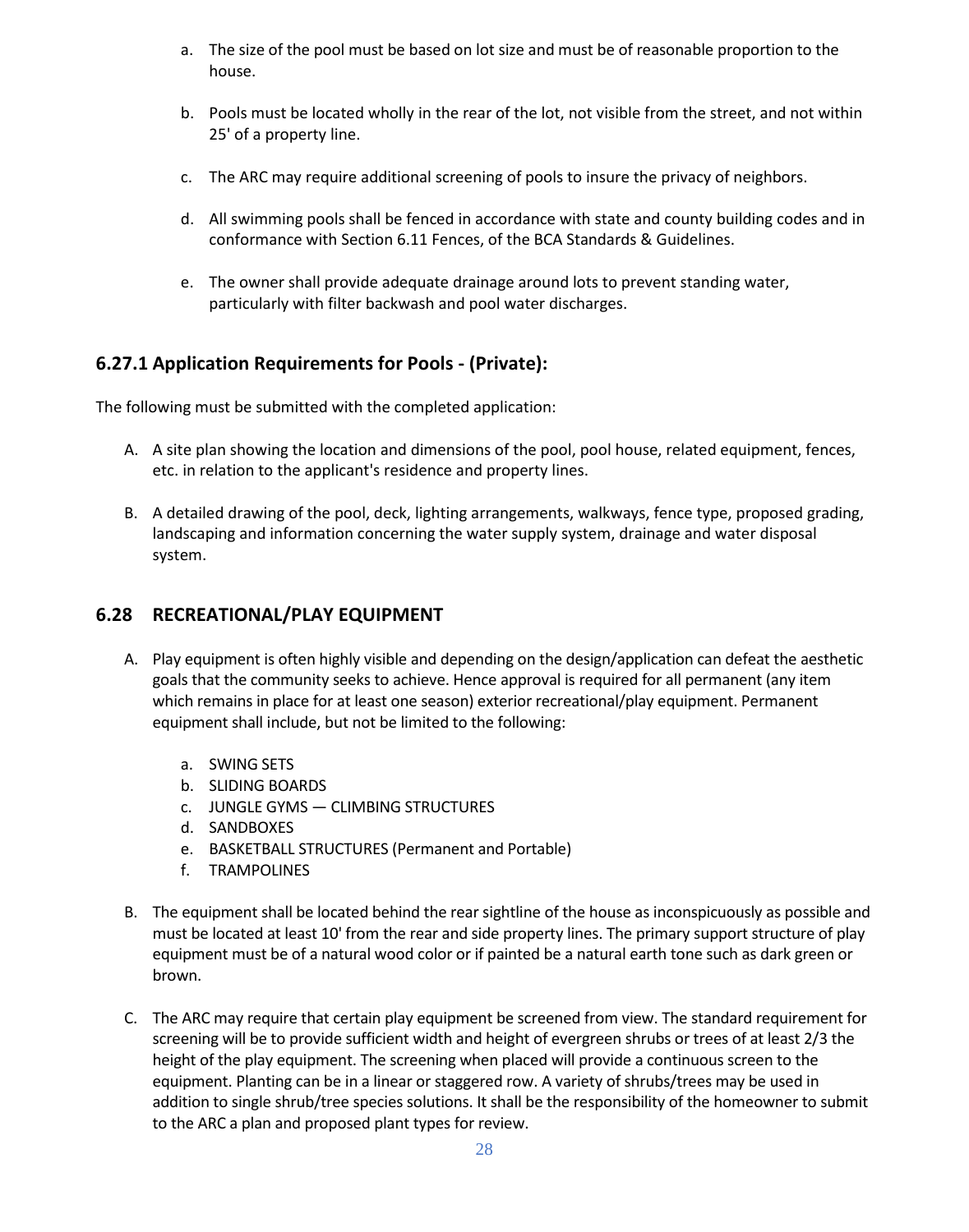a. The size of the pool must be based on lot size and must be of reasonable proportion to the house.

b. Pools must be located wholly in the rear of the lot, not visible from the street, and not within 25' of a property line.

c. The ARC may require additional screening of pools to insure the privacy of neighbors.

d. All swimming pools shall be fenced in accordance with state and county building codes and in conformance with Section 6.11 Fences, of the BCA Standards & Guidelines.

e. The owner shall provide adequate drainage around lots to prevent standing water, particularly with filter backwash and pool water discharges.

### 6.27.1 Application Requirements for Pools - (Private):

The following must be submitted with the completed application:

A. A site plan showing the location and dimensions of the pool, pool house, related equipment, fences, etc. in relation to the applicant's residence and property lines.

B. A detailed drawing of the pool, deck, lighting arrangements, walkways, fence type, proposed grading, landscaping and information concerning the water supply system, drainage and water disposal system.

## 6.28 RECREATIONAL/PLAY EQUIPMENT

A. Play equipment is often highly visible and depending on the design/application can defeat the aesthetic goals that the community seeks to achieve. Hence approval is required for all permanent (any item which remains in place for at least one season) exterior recreational/play equipment. Permanent equipment shall include, but not be limited to the following:

   a. SWING SETS
   b. SLIDING BOARDS
   c. JUNGLE GYMS — CLIMBING STRUCTURES
   d. SANDBOXES
   e. BASKETBALL STRUCTURES (Permanent and Portable)
   f. TRAMPOLINES

B. The equipment shall be located behind the rear sightline of the house as inconspicuously as possible and must be located at least 10' from the rear and side property lines. The primary support structure of play equipment must be of a natural wood color or if painted be a natural earth tone such as dark green or brown.

C. The ARC may require that certain play equipment be screened from view. The standard requirement for screening will be to provide sufficient width and height of evergreen shrubs or trees of at least 2/3 the height of the play equipment. The screening when placed will provide a continuous screen to the equipment. Planting can be in a linear or staggered row. A variety of shrubs/trees may be used in addition to single shrub/tree species solutions. It shall be the responsibility of the homeowner to submit to the ARC a plan and proposed plant types for review.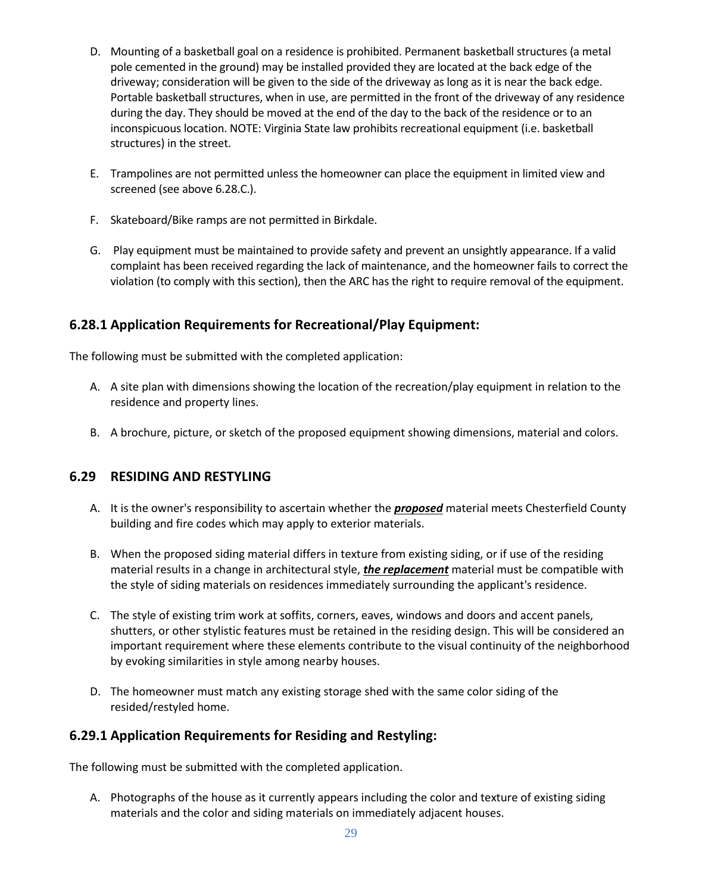D. Mounting of a basketball goal on a residence is prohibited. Permanent basketball structures (a metal pole cemented in the ground) may be installed provided they are located at the back edge of the driveway; consideration will be given to the side of the driveway as long as it is near the back edge. Portable basketball structures, when in use, are permitted in the front of the driveway of any residence during the day. They should be moved at the end of the day to the back of the residence or to an inconspicuous location. NOTE: Virginia State law prohibits recreational equipment (i.e. basketball structures) in the street.

E. Trampolines are not permitted unless the homeowner can place the equipment in limited view and screened (see above 6.28.C.).

F. Skateboard/Bike ramps are not permitted in Birkdale.

G. Play equipment must be maintained to provide safety and prevent an unsightly appearance. If a valid complaint has been received regarding the lack of maintenance, and the homeowner fails to correct the violation (to comply with this section), then the ARC has the right to require removal of the equipment.

### 6.28.1 Application Requirements for Recreational/Play Equipment:

The following must be submitted with the completed application:

A. A site plan with dimensions showing the location of the recreation/play equipment in relation to the residence and property lines.

B. A brochure, picture, or sketch of the proposed equipment showing dimensions, material and colors.

### 6.29 RESIDING AND RESTYLING

A. It is the owner's responsibility to ascertain whether the ***proposed*** material meets Chesterfield County building and fire codes which may apply to exterior materials.

B. When the proposed siding material differs in texture from existing siding, or if use of the residing material results in a change in architectural style, ***the replacement*** material must be compatible with the style of siding materials on residences immediately surrounding the applicant's residence.

C. The style of existing trim work at soffits, corners, eaves, windows and doors and accent panels, shutters, or other stylistic features must be retained in the residing design. This will be considered an important requirement where these elements contribute to the visual continuity of the neighborhood by evoking similarities in style among nearby houses.

D. The homeowner must match any existing storage shed with the same color siding of the resided/restyled home.

### 6.29.1 Application Requirements for Residing and Restyling:

The following must be submitted with the completed application.

A. Photographs of the house as it currently appears including the color and texture of existing siding materials and the color and siding materials on immediately adjacent houses.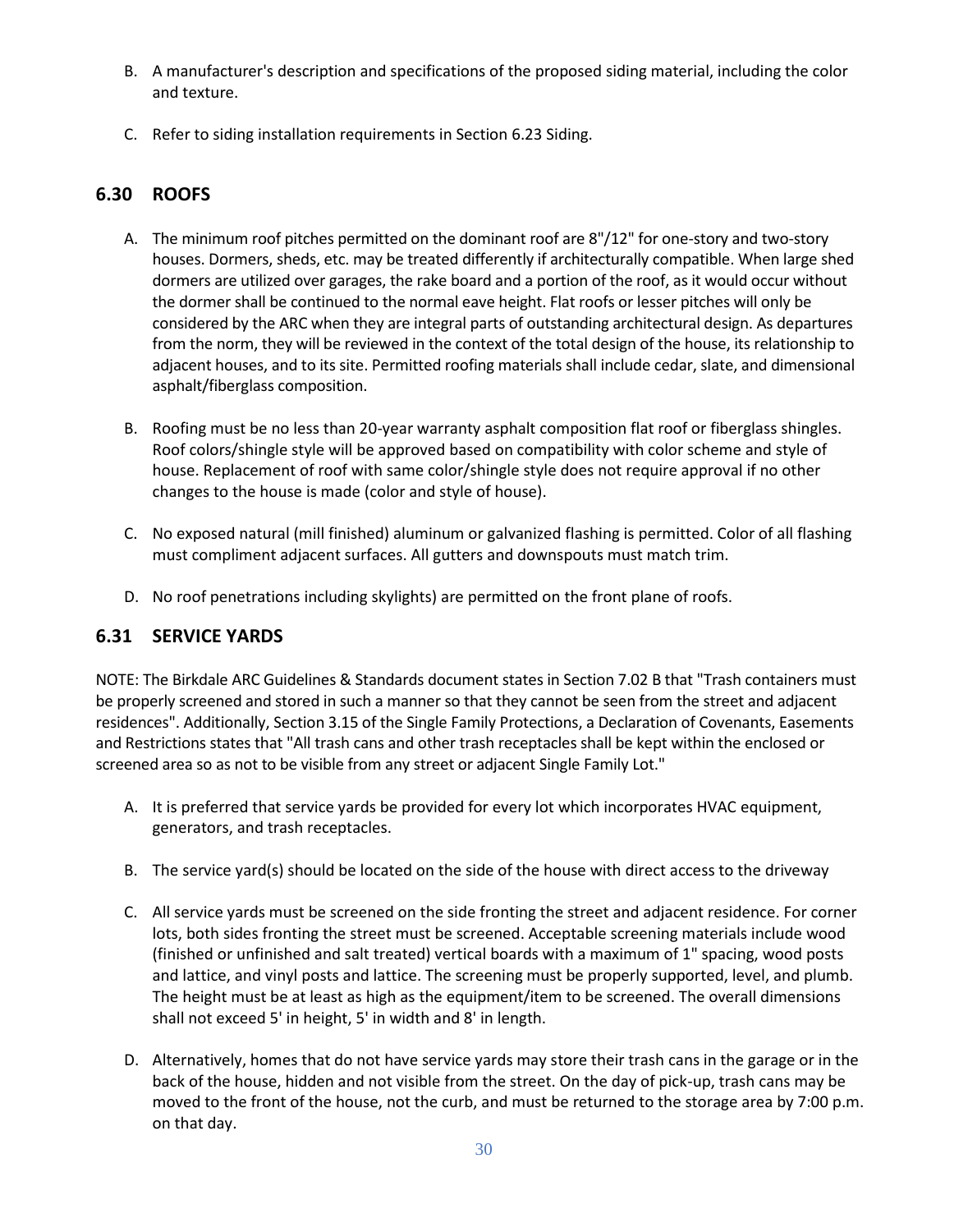B. A manufacturer's description and specifications of the proposed siding material, including the color and texture.

C. Refer to siding installation requirements in Section 6.23 Siding.

## 6.30 ROOFS

A. The minimum roof pitches permitted on the dominant roof are 8"/12" for one-story and two-story houses. Dormers, sheds, etc. may be treated differently if architecturally compatible. When large shed dormers are utilized over garages, the rake board and a portion of the roof, as it would occur without the dormer shall be continued to the normal eave height. Flat roofs or lesser pitches will only be considered by the ARC when they are integral parts of outstanding architectural design. As departures from the norm, they will be reviewed in the context of the total design of the house, its relationship to adjacent houses, and to its site. Permitted roofing materials shall include cedar, slate, and dimensional asphalt/fiberglass composition.

B. Roofing must be no less than 20-year warranty asphalt composition flat roof or fiberglass shingles. Roof colors/shingle style will be approved based on compatibility with color scheme and style of house. Replacement of roof with same color/shingle style does not require approval if no other changes to the house is made (color and style of house).

C. No exposed natural (mill finished) aluminum or galvanized flashing is permitted. Color of all flashing must compliment adjacent surfaces. All gutters and downspouts must match trim.

D. No roof penetrations including skylights) are permitted on the front plane of roofs.

## 6.31 SERVICE YARDS

NOTE: The Birkdale ARC Guidelines & Standards document states in Section 7.02 B that "Trash containers must be properly screened and stored in such a manner so that they cannot be seen from the street and adjacent residences". Additionally, Section 3.15 of the Single Family Protections, a Declaration of Covenants, Easements and Restrictions states that "All trash cans and other trash receptacles shall be kept within the enclosed or screened area so as not to be visible from any street or adjacent Single Family Lot."

A. It is preferred that service yards be provided for every lot which incorporates HVAC equipment, generators, and trash receptacles.

B. The service yard(s) should be located on the side of the house with direct access to the driveway

C. All service yards must be screened on the side fronting the street and adjacent residence. For corner lots, both sides fronting the street must be screened. Acceptable screening materials include wood (finished or unfinished and salt treated) vertical boards with a maximum of 1" spacing, wood posts and lattice, and vinyl posts and lattice. The screening must be properly supported, level, and plumb. The height must be at least as high as the equipment/item to be screened. The overall dimensions shall not exceed 5' in height, 5' in width and 8' in length.

D. Alternatively, homes that do not have service yards may store their trash cans in the garage or in the back of the house, hidden and not visible from the street. On the day of pick-up, trash cans may be moved to the front of the house, not the curb, and must be returned to the storage area by 7:00 p.m. on that day.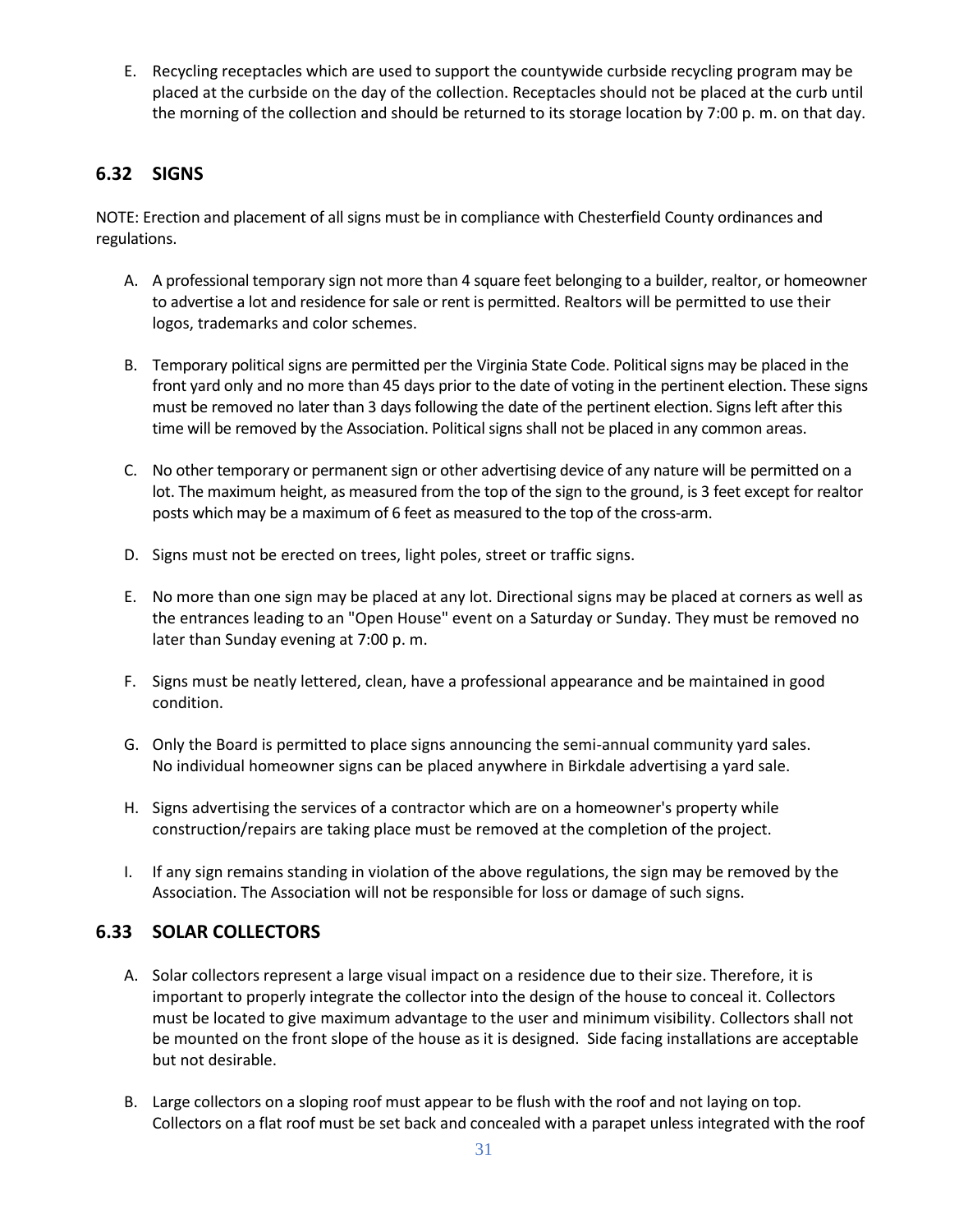E. Recycling receptacles which are used to support the countywide curbside recycling program may be placed at the curbside on the day of the collection. Receptacles should not be placed at the curb until the morning of the collection and should be returned to its storage location by 7:00 p. m. on that day.

## 6.32 SIGNS

NOTE: Erection and placement of all signs must be in compliance with Chesterfield County ordinances and regulations.

A. A professional temporary sign not more than 4 square feet belonging to a builder, realtor, or homeowner to advertise a lot and residence for sale or rent is permitted. Realtors will be permitted to use their logos, trademarks and color schemes.

B. Temporary political signs are permitted per the Virginia State Code. Political signs may be placed in the front yard only and no more than 45 days prior to the date of voting in the pertinent election. These signs must be removed no later than 3 days following the date of the pertinent election. Signs left after this time will be removed by the Association. Political signs shall not be placed in any common areas.

C. No other temporary or permanent sign or other advertising device of any nature will be permitted on a lot. The maximum height, as measured from the top of the sign to the ground, is 3 feet except for realtor posts which may be a maximum of 6 feet as measured to the top of the cross-arm.

D. Signs must not be erected on trees, light poles, street or traffic signs.

E. No more than one sign may be placed at any lot. Directional signs may be placed at corners as well as the entrances leading to an "Open House" event on a Saturday or Sunday. They must be removed no later than Sunday evening at 7:00 p. m.

F. Signs must be neatly lettered, clean, have a professional appearance and be maintained in good condition.

G. Only the Board is permitted to place signs announcing the semi-annual community yard sales. No individual homeowner signs can be placed anywhere in Birkdale advertising a yard sale.

H. Signs advertising the services of a contractor which are on a homeowner's property while construction/repairs are taking place must be removed at the completion of the project.

I. If any sign remains standing in violation of the above regulations, the sign may be removed by the Association. The Association will not be responsible for loss or damage of such signs.

## 6.33 SOLAR COLLECTORS

A. Solar collectors represent a large visual impact on a residence due to their size. Therefore, it is important to properly integrate the collector into the design of the house to conceal it. Collectors must be located to give maximum advantage to the user and minimum visibility. Collectors shall not be mounted on the front slope of the house as it is designed. Side facing installations are acceptable but not desirable.

B. Large collectors on a sloping roof must appear to be flush with the roof and not laying on top. Collectors on a flat roof must be set back and concealed with a parapet unless integrated with the roof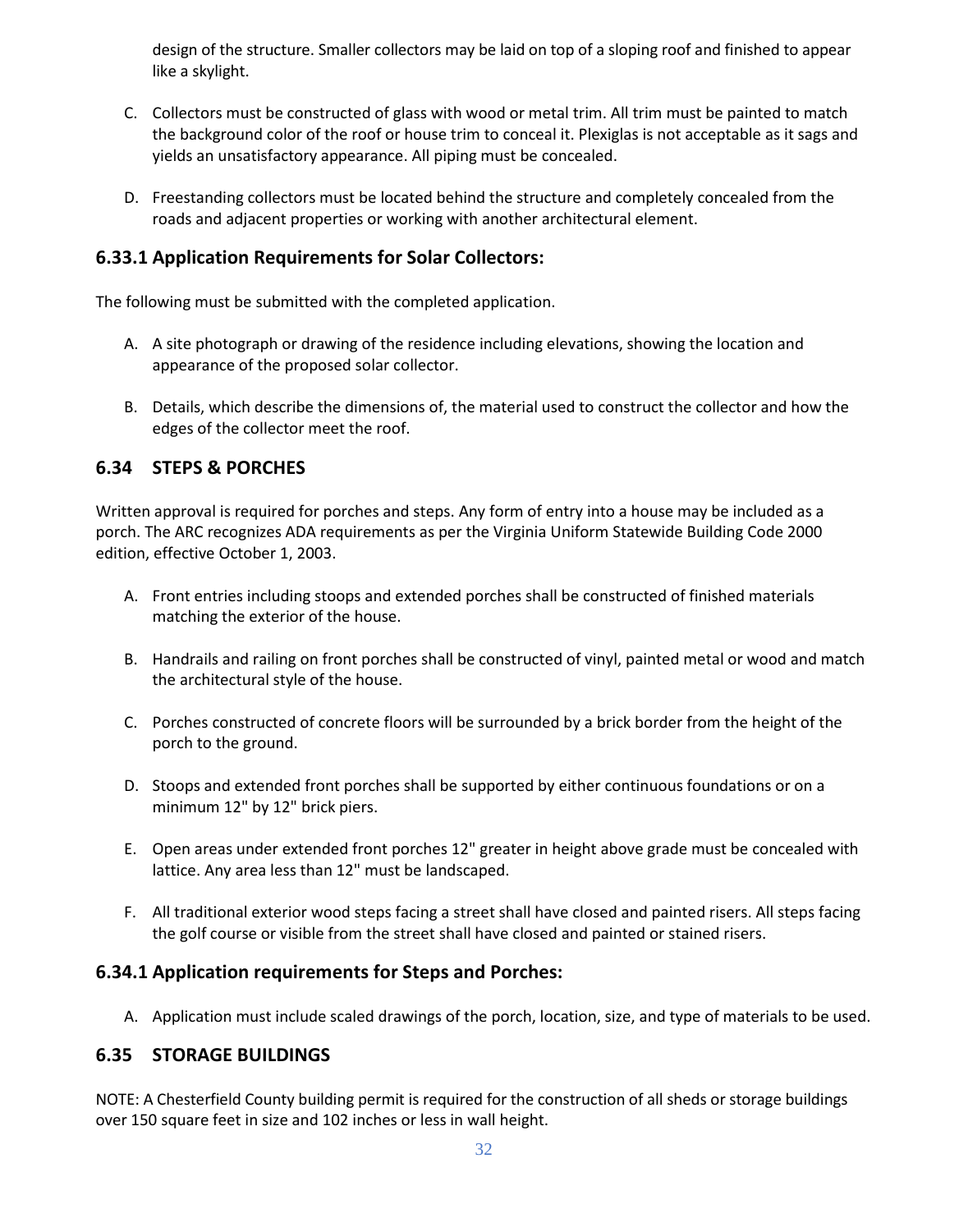design of the structure. Smaller collectors may be laid on top of a sloping roof and finished to appear like a skylight.

C. Collectors must be constructed of glass with wood or metal trim. All trim must be painted to match the background color of the roof or house trim to conceal it. Plexiglas is not acceptable as it sags and yields an unsatisfactory appearance. All piping must be concealed.

D. Freestanding collectors must be located behind the structure and completely concealed from the roads and adjacent properties or working with another architectural element.

### 6.33.1 Application Requirements for Solar Collectors:

The following must be submitted with the completed application.

A. A site photograph or drawing of the residence including elevations, showing the location and appearance of the proposed solar collector.

B. Details, which describe the dimensions of, the material used to construct the collector and how the edges of the collector meet the roof.

## 6.34 STEPS & PORCHES

Written approval is required for porches and steps. Any form of entry into a house may be included as a porch. The ARC recognizes ADA requirements as per the Virginia Uniform Statewide Building Code 2000 edition, effective October 1, 2003.

A. Front entries including stoops and extended porches shall be constructed of finished materials matching the exterior of the house.

B. Handrails and railing on front porches shall be constructed of vinyl, painted metal or wood and match the architectural style of the house.

C. Porches constructed of concrete floors will be surrounded by a brick border from the height of the porch to the ground.

D. Stoops and extended front porches shall be supported by either continuous foundations or on a minimum 12" by 12" brick piers.

E. Open areas under extended front porches 12" greater in height above grade must be concealed with lattice. Any area less than 12" must be landscaped.

F. All traditional exterior wood steps facing a street shall have closed and painted risers. All steps facing the golf course or visible from the street shall have closed and painted or stained risers.

### 6.34.1 Application requirements for Steps and Porches:

A. Application must include scaled drawings of the porch, location, size, and type of materials to be used.

## 6.35 STORAGE BUILDINGS

NOTE: A Chesterfield County building permit is required for the construction of all sheds or storage buildings over 150 square feet in size and 102 inches or less in wall height.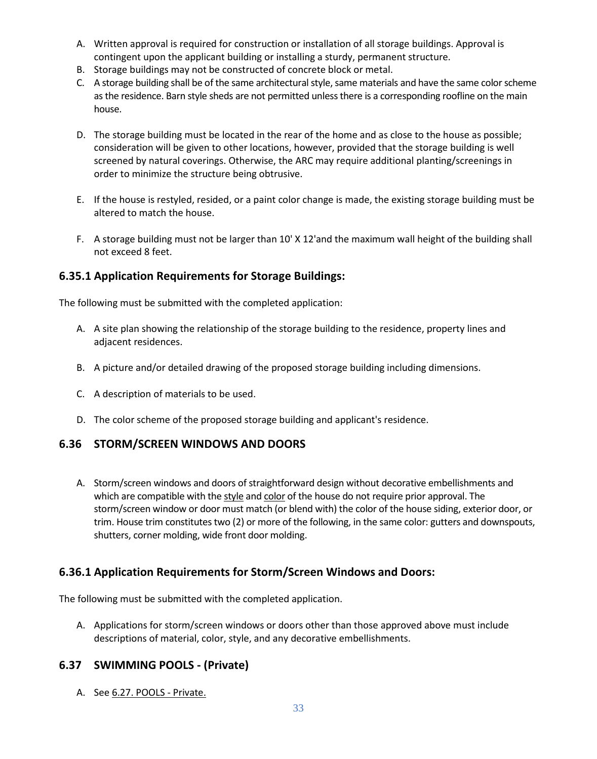A. Written approval is required for construction or installation of all storage buildings. Approval is contingent upon the applicant building or installing a sturdy, permanent structure.
B. Storage buildings may not be constructed of concrete block or metal.
C. A storage building shall be of the same architectural style, same materials and have the same color scheme as the residence. Barn style sheds are not permitted unless there is a corresponding roofline on the main house.
D. The storage building must be located in the rear of the home and as close to the house as possible; consideration will be given to other locations, however, provided that the storage building is well screened by natural coverings. Otherwise, the ARC may require additional planting/screenings in order to minimize the structure being obtrusive.
E. If the house is restyled, resided, or a paint color change is made, the existing storage building must be altered to match the house.
F. A storage building must not be larger than 10' X 12'and the maximum wall height of the building shall not exceed 8 feet.

## 6.35.1 Application Requirements for Storage Buildings:

The following must be submitted with the completed application:

A. A site plan showing the relationship of the storage building to the residence, property lines and adjacent residences.
B. A picture and/or detailed drawing of the proposed storage building including dimensions.
C. A description of materials to be used.
D. The color scheme of the proposed storage building and applicant's residence.

## 6.36 STORM/SCREEN WINDOWS AND DOORS

A. Storm/screen windows and doors of straightforward design without decorative embellishments and which are compatible with the style and color of the house do not require prior approval. The storm/screen window or door must match (or blend with) the color of the house siding, exterior door, or trim. House trim constitutes two (2) or more of the following, in the same color: gutters and downspouts, shutters, corner molding, wide front door molding.

## 6.36.1 Application Requirements for Storm/Screen Windows and Doors:

The following must be submitted with the completed application.

A. Applications for storm/screen windows or doors other than those approved above must include descriptions of material, color, style, and any decorative embellishments.

## 6.37 SWIMMING POOLS - (Private)

A. See 6.27. POOLS - Private.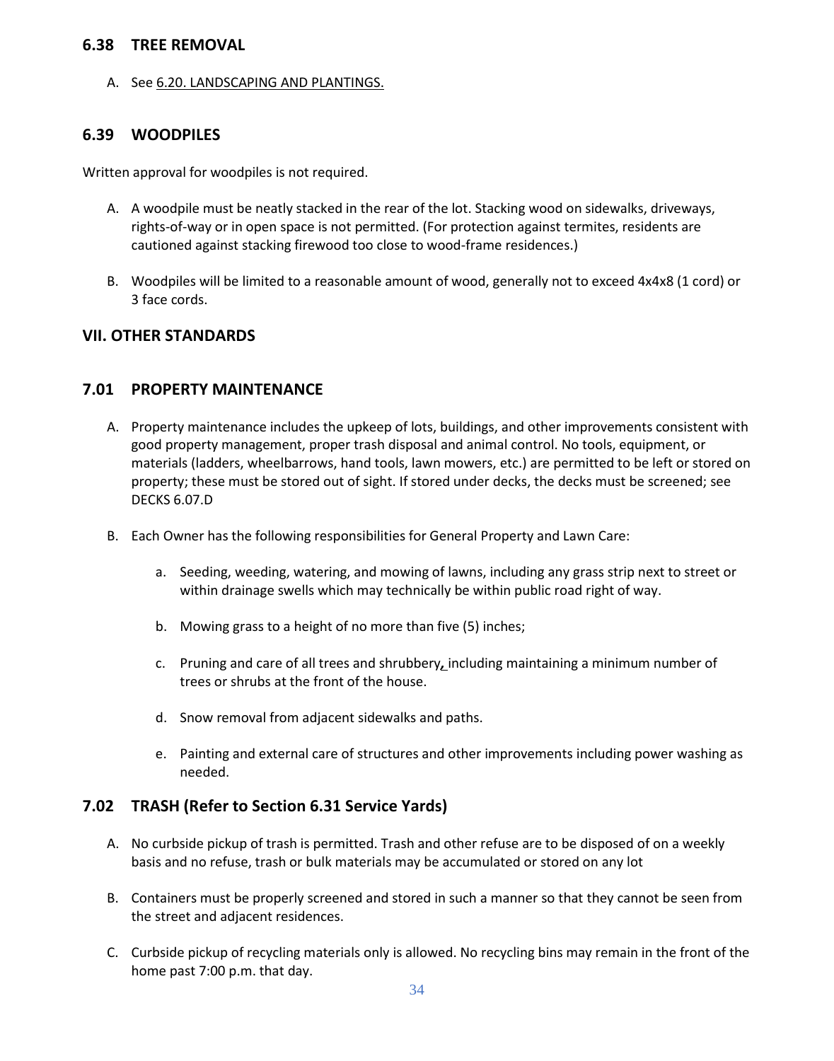## 6.38 TREE REMOVAL

A. See 6.20. LANDSCAPING AND PLANTINGS.

## 6.39 WOODPILES

Written approval for woodpiles is not required.

A. A woodpile must be neatly stacked in the rear of the lot. Stacking wood on sidewalks, driveways, rights-of-way or in open space is not permitted. (For protection against termites, residents are cautioned against stacking firewood too close to wood-frame residences.)

B. Woodpiles will be limited to a reasonable amount of wood, generally not to exceed 4x4x8 (1 cord) or 3 face cords.

# VII. OTHER STANDARDS

## 7.01 PROPERTY MAINTENANCE

A. Property maintenance includes the upkeep of lots, buildings, and other improvements consistent with good property management, proper trash disposal and animal control. No tools, equipment, or materials (ladders, wheelbarrows, hand tools, lawn mowers, etc.) are permitted to be left or stored on property; these must be stored out of sight. If stored under decks, the decks must be screened; see DECKS 6.07.D

B. Each Owner has the following responsibilities for General Property and Lawn Care:

   a. Seeding, weeding, watering, and mowing of lawns, including any grass strip next to street or within drainage swells which may technically be within public road right of way.

   b. Mowing grass to a height of no more than five (5) inches;

   c. Pruning and care of all trees and shrubbery, including maintaining a minimum number of trees or shrubs at the front of the house.

   d. Snow removal from adjacent sidewalks and paths.

   e. Painting and external care of structures and other improvements including power washing as needed.

## 7.02 TRASH (Refer to Section 6.31 Service Yards)

A. No curbside pickup of trash is permitted. Trash and other refuse are to be disposed of on a weekly basis and no refuse, trash or bulk materials may be accumulated or stored on any lot

B. Containers must be properly screened and stored in such a manner so that they cannot be seen from the street and adjacent residences.

C. Curbside pickup of recycling materials only is allowed. No recycling bins may remain in the front of the home past 7:00 p.m. that day.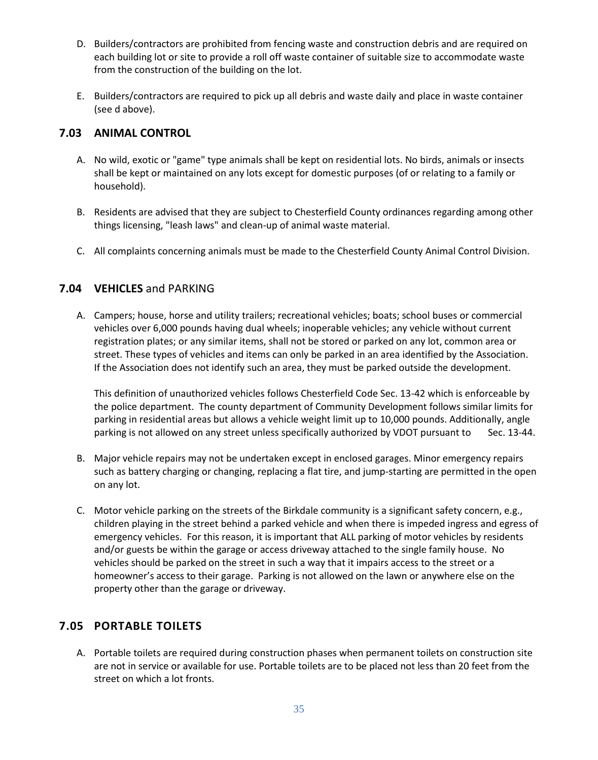D. Builders/contractors are prohibited from fencing waste and construction debris and are required on each building lot or site to provide a roll off waste container of suitable size to accommodate waste from the construction of the building on the lot.

E. Builders/contractors are required to pick up all debris and waste daily and place in waste container (see d above).

## 7.03 ANIMAL CONTROL

A. No wild, exotic or "game" type animals shall be kept on residential lots. No birds, animals or insects shall be kept or maintained on any lots except for domestic purposes (of or relating to a family or household).

B. Residents are advised that they are subject to Chesterfield County ordinances regarding among other things licensing, "leash laws" and clean-up of animal waste material.

C. All complaints concerning animals must be made to the Chesterfield County Animal Control Division.

## 7.04 **VEHICLES** and PARKING

A. Campers; house, horse and utility trailers; recreational vehicles; boats; school buses or commercial vehicles over 6,000 pounds having dual wheels; inoperable vehicles; any vehicle without current registration plates; or any similar items, shall not be stored or parked on any lot, common area or street. These types of vehicles and items can only be parked in an area identified by the Association. If the Association does not identify such an area, they must be parked outside the development.

   This definition of unauthorized vehicles follows Chesterfield Code Sec. 13-42 which is enforceable by the police department. The county department of Community Development follows similar limits for parking in residential areas but allows a vehicle weight limit up to 10,000 pounds. Additionally, angle parking is not allowed on any street unless specifically authorized by VDOT pursuant to Sec. 13-44.

B. Major vehicle repairs may not be undertaken except in enclosed garages. Minor emergency repairs such as battery charging or changing, replacing a flat tire, and jump-starting are permitted in the open on any lot.

C. Motor vehicle parking on the streets of the Birkdale community is a significant safety concern, e.g., children playing in the street behind a parked vehicle and when there is impeded ingress and egress of emergency vehicles. For this reason, it is important that ALL parking of motor vehicles by residents and/or guests be within the garage or access driveway attached to the single family house. No vehicles should be parked on the street in such a way that it impairs access to the street or a homeowner's access to their garage. Parking is not allowed on the lawn or anywhere else on the property other than the garage or driveway.

## 7.05 PORTABLE TOILETS

A. Portable toilets are required during construction phases when permanent toilets on construction site are not in service or available for use. Portable toilets are to be placed not less than 20 feet from the street on which a lot fronts.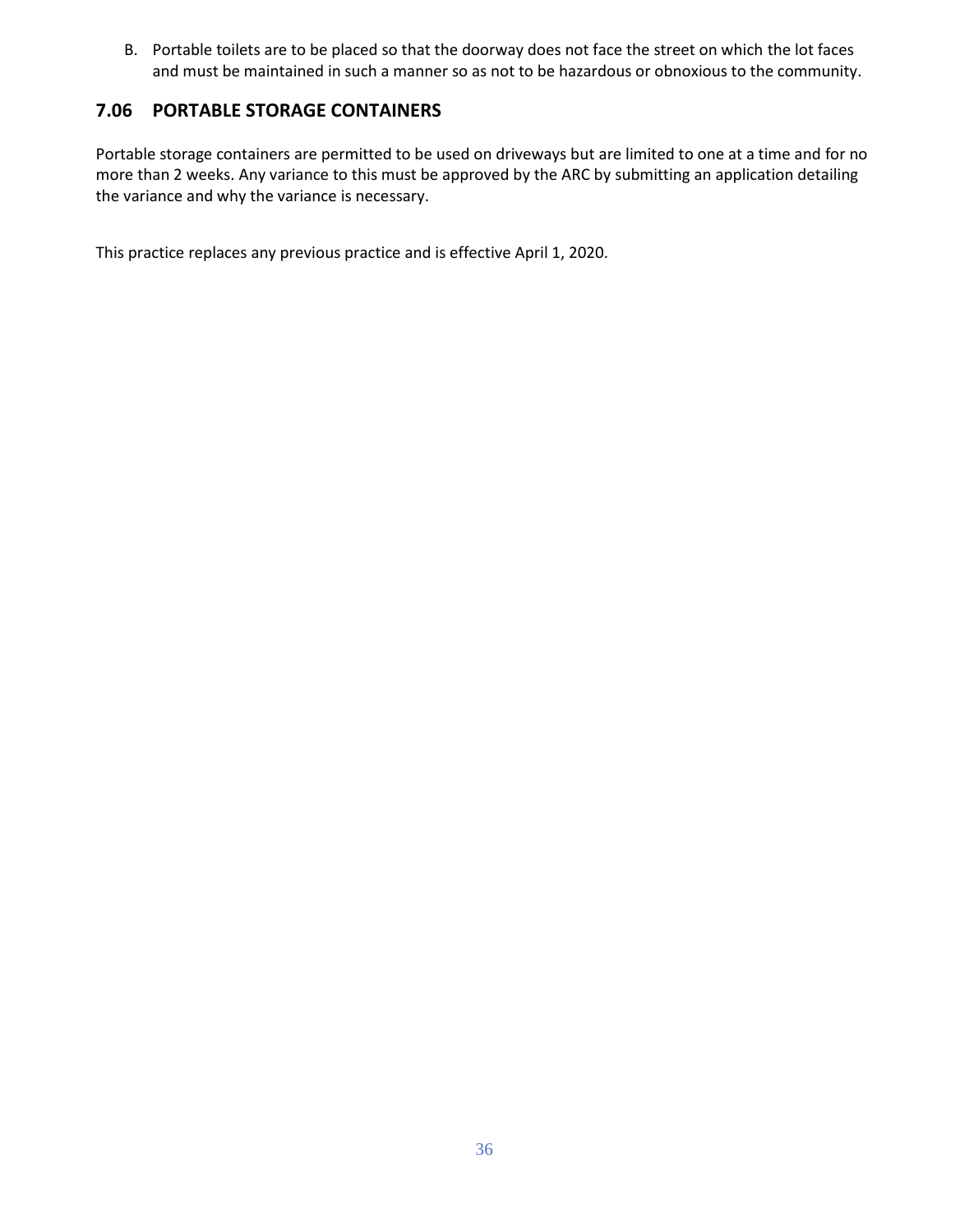B. Portable toilets are to be placed so that the doorway does not face the street on which the lot faces and must be maintained in such a manner so as not to be hazardous or obnoxious to the community.

## 7.06 PORTABLE STORAGE CONTAINERS

Portable storage containers are permitted to be used on driveways but are limited to one at a time and for no more than 2 weeks. Any variance to this must be approved by the ARC by submitting an application detailing the variance and why the variance is necessary.

This practice replaces any previous practice and is effective April 1, 2020.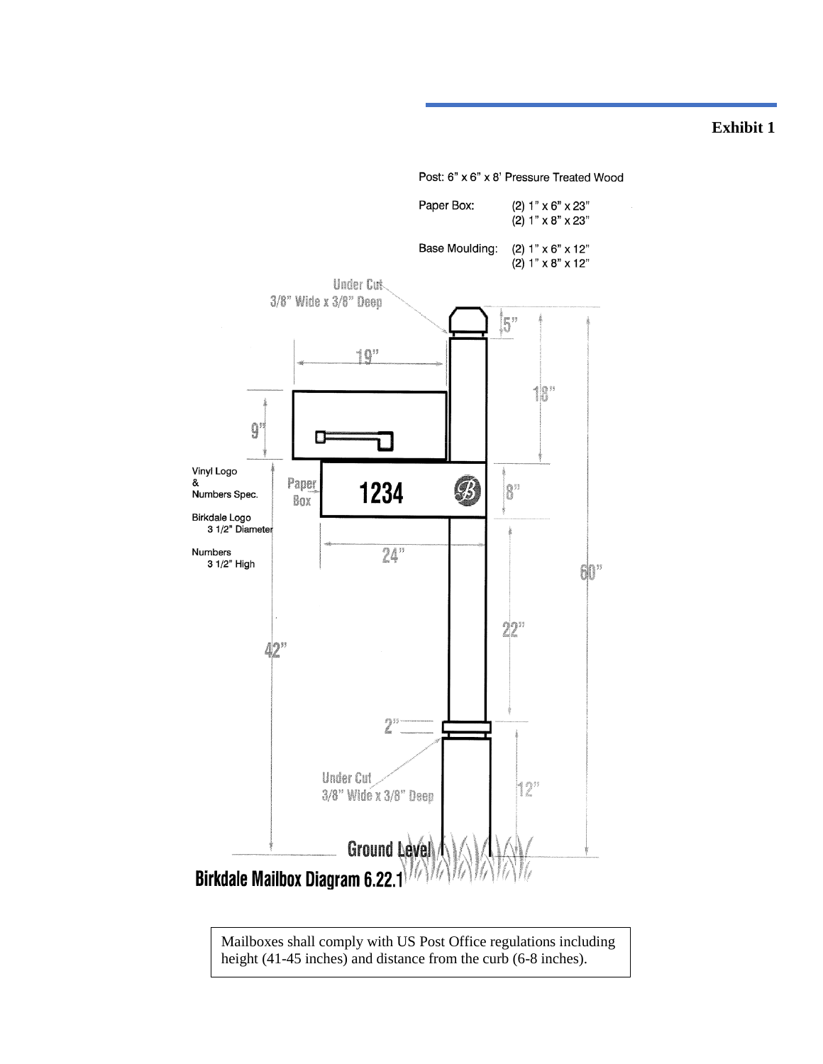**Exhibit 1**

Post: 6" x 6" x 8' Pressure Treated Wood

Paper Box: (2) 1" x 6" x 23"
(2) 1" x 8" x 23"

Base Moulding: (2) 1" x 6" x 12"
(2) 1" x 8" x 12"

Under Cut
3/8" Wide x 3/8" Deep

19"

9"

5"

18"

Vinyl Logo
&
Numbers Spec.

Birkdale Logo
3 1/2" Diameter

Numbers
3 1/2" High

Paper
Box

1234

8"

24"

60"

22"

42"

2"

Under Cut
3/8" Wide x 3/8" Deep

12"

Ground Level

**Birkdale Mailbox Diagram 6.22.1**

Mailboxes shall comply with US Post Office regulations including height (41-45 inches) and distance from the curb (6-8 inches).